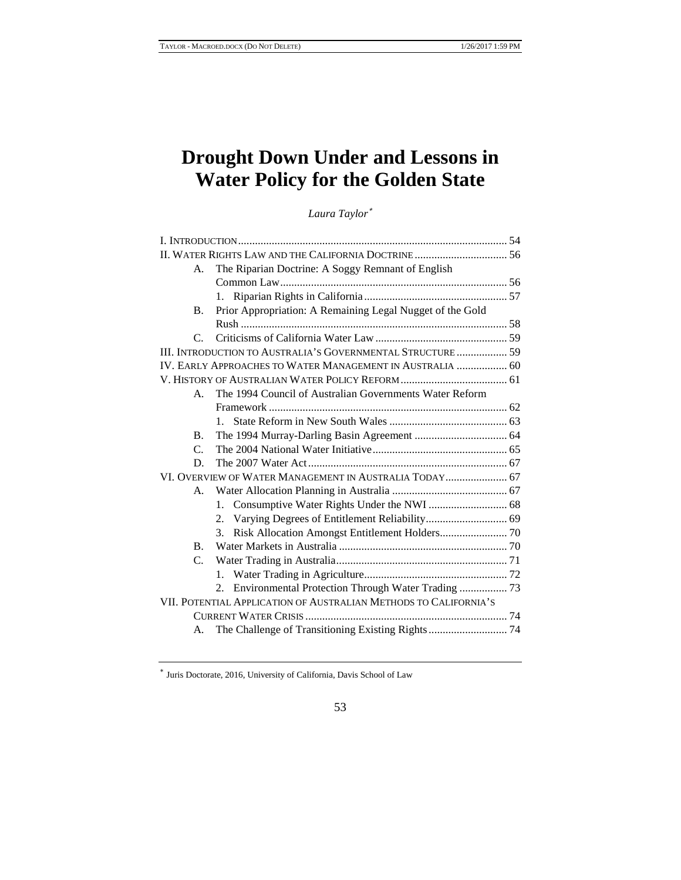# Drought Down Under and Lessons in Water Policy for the Golden State

*Laura Taylor*[*]

I. Introduction ... 54
II. Water Rights Law and the California Doctrine ... 56
- A. The Riparian Doctrine: A Soggy Remnant of English Common Law ... 56
  - 1. Riparian Rights in California ... 57
- B. Prior Appropriation: A Remaining Legal Nugget of the Gold Rush ... 58
- C. Criticisms of California Water Law ... 59

III. Introduction to Australia's Governmental Structure ... 59
IV. Early Approaches to Water Management in Australia ... 60
V. History of Australian Water Policy Reform ... 61
- A. The 1994 Council of Australian Governments Water Reform Framework ... 62
  - 1. State Reform in New South Wales ... 63
- B. The 1994 Murray-Darling Basin Agreement ... 64
- C. The 2004 National Water Initiative ... 65
- D. The 2007 Water Act ... 67

VI. Overview of Water Management in Australia Today ... 67
- A. Water Allocation Planning in Australia ... 67
  - 1. Consumptive Water Rights Under the NWI ... 68
  - 2. Varying Degrees of Entitlement Reliability ... 69
  - 3. Risk Allocation Amongst Entitlement Holders ... 70
- B. Water Markets in Australia ... 70
- C. Water Trading in Australia ... 71
  - 1. Water Trading in Agriculture ... 72
  - 2. Environmental Protection Through Water Trading ... 73

VII. Potential Application of Australian Methods to California's Current Water Crisis ... 74
- A. The Challenge of Transitioning Existing Rights ... 74

---

[*] Juris Doctorate, 2016, University of California, Davis School of Law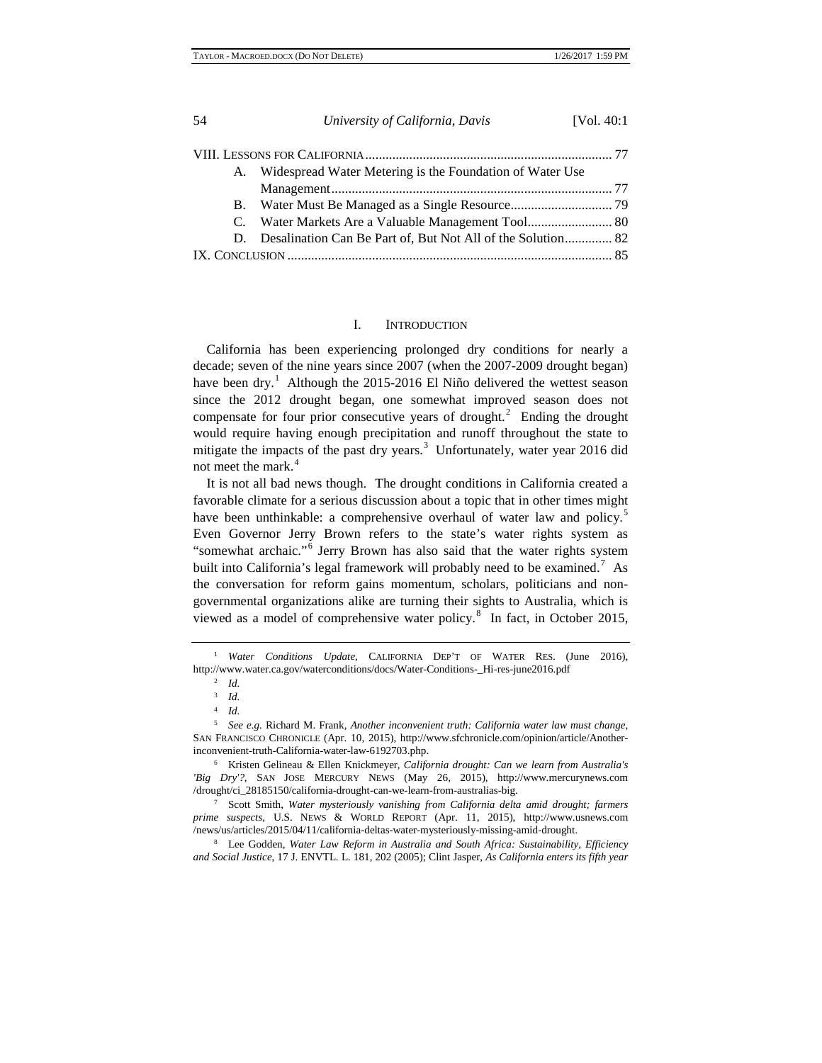VIII. LESSONS FOR CALIFORNIA ......................................................................... 77
   A. Widespread Water Metering is the Foundation of Water Use Management ................................................................................ 77
   B. Water Must Be Managed as a Single Resource.............................. 79
   C. Water Markets Are a Valuable Management Tool......................... 80
   D. Desalination Can Be Part of, But Not All of the Solution.............. 82
IX. CONCLUSION ............................................................................................. 85

## I. INTRODUCTION

California has been experiencing prolonged dry conditions for nearly a decade; seven of the nine years since 2007 (when the 2007-2009 drought began) have been dry.[1] Although the 2015-2016 El Niño delivered the wettest season since the 2012 drought began, one somewhat improved season does not compensate for four prior consecutive years of drought.[2] Ending the drought would require having enough precipitation and runoff throughout the state to mitigate the impacts of the past dry years.[3] Unfortunately, water year 2016 did not meet the mark.[4]

It is not all bad news though. The drought conditions in California created a favorable climate for a serious discussion about a topic that in other times might have been unthinkable: a comprehensive overhaul of water law and policy.[5] Even Governor Jerry Brown refers to the state's water rights system as "somewhat archaic."[6] Jerry Brown has also said that the water rights system built into California's legal framework will probably need to be examined.[7] As the conversation for reform gains momentum, scholars, politicians and non-governmental organizations alike are turning their sights to Australia, which is viewed as a model of comprehensive water policy.[8] In fact, in October 2015,

---

[1] *Water Conditions Update*, CALIFORNIA DEP'T OF WATER RES. (June 2016), http://www.water.ca.gov/waterconditions/docs/Water-Conditions-_Hi-res-june2016.pdf

[2] *Id.*

[3] *Id.*

[4] *Id.*

[5] *See e.g.* Richard M. Frank, *Another inconvenient truth: California water law must change*, SAN FRANCISCO CHRONICLE (Apr. 10, 2015), http://www.sfchronicle.com/opinion/article/Another-inconvenient-truth-California-water-law-6192703.php.

[6] Kristen Gelineau & Ellen Knickmeyer, *California drought: Can we learn from Australia's 'Big Dry'?*, SAN JOSE MERCURY NEWS (May 26, 2015), http://www.mercurynews.com/drought/ci_28185150/california-drought-can-we-learn-from-australias-big.

[7] Scott Smith, *Water mysteriously vanishing from California delta amid drought; farmers prime suspects*, U.S. NEWS & WORLD REPORT (Apr. 11, 2015), http://www.usnews.com/news/us/articles/2015/04/11/california-deltas-water-mysteriously-missing-amid-drought.

[8] Lee Godden, *Water Law Reform in Australia and South Africa: Sustainability, Efficiency and Social Justice*, 17 J. ENVTL. L. 181, 202 (2005); Clint Jasper, *As California enters its fifth year*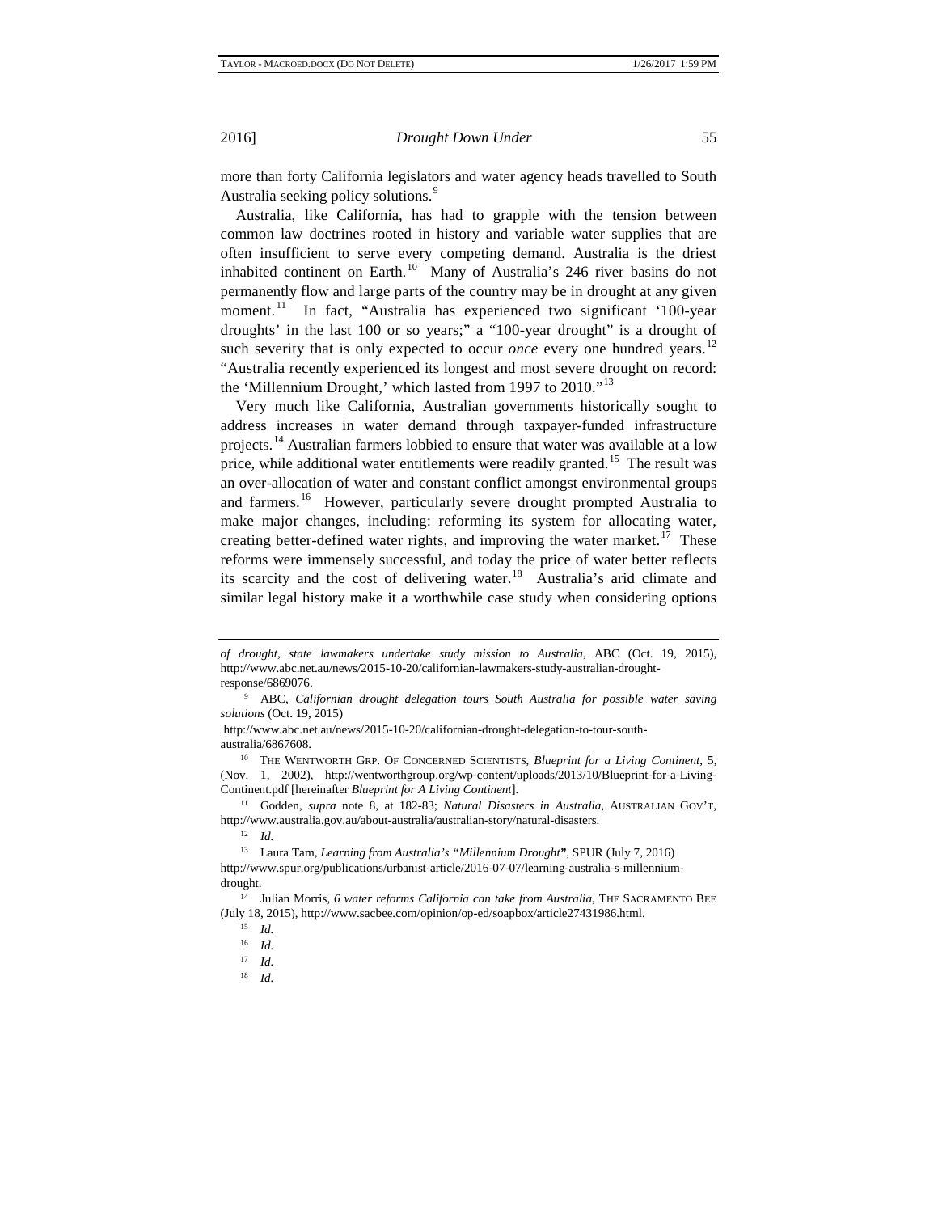more than forty California legislators and water agency heads travelled to South Australia seeking policy solutions.[9]

Australia, like California, has had to grapple with the tension between common law doctrines rooted in history and variable water supplies that are often insufficient to serve every competing demand. Australia is the driest inhabited continent on Earth.[10] Many of Australia's 246 river basins do not permanently flow and large parts of the country may be in drought at any given moment.[11] In fact, "Australia has experienced two significant '100-year droughts' in the last 100 or so years;" a "100-year drought" is a drought of such severity that is only expected to occur *once* every one hundred years.[12] "Australia recently experienced its longest and most severe drought on record: the 'Millennium Drought,' which lasted from 1997 to 2010."[13]

Very much like California, Australian governments historically sought to address increases in water demand through taxpayer-funded infrastructure projects.[14] Australian farmers lobbied to ensure that water was available at a low price, while additional water entitlements were readily granted.[15] The result was an over-allocation of water and constant conflict amongst environmental groups and farmers.[16] However, particularly severe drought prompted Australia to make major changes, including: reforming its system for allocating water, creating better-defined water rights, and improving the water market.[17] These reforms were immensely successful, and today the price of water better reflects its scarcity and the cost of delivering water.[18] Australia's arid climate and similar legal history make it a worthwhile case study when considering options

---

*of drought, state lawmakers undertake study mission to Australia*, ABC (Oct. 19, 2015), http://www.abc.net.au/news/2015-10-20/californian-lawmakers-study-australian-drought-response/6869076.

[9] ABC, *Californian drought delegation tours South Australia for possible water saving solutions* (Oct. 19, 2015) http://www.abc.net.au/news/2015-10-20/californian-drought-delegation-to-tour-south-australia/6867608.

[10] THE WENTWORTH GRP. OF CONCERNED SCIENTISTS, *Blueprint for a Living Continent*, 5, (Nov. 1, 2002), http://wentworthgroup.org/wp-content/uploads/2013/10/Blueprint-for-a-Living-Continent.pdf [hereinafter *Blueprint for A Living Continent*].

[11] Godden, *supra* note 8, at 182-83; *Natural Disasters in Australia*, AUSTRALIAN GOV'T, http://www.australia.gov.au/about-australia/australian-story/natural-disasters.

[12] *Id.*

[13] Laura Tam, *Learning from Australia's "Millennium Drought"*, SPUR (July 7, 2016) http://www.spur.org/publications/urbanist-article/2016-07-07/learning-australia-s-millennium-drought.

[14] Julian Morris, *6 water reforms California can take from Australia*, THE SACRAMENTO BEE (July 18, 2015), http://www.sacbee.com/opinion/op-ed/soapbox/article27431986.html.

[15] *Id.*

[16] *Id.*

[17] *Id.*

[18] *Id.*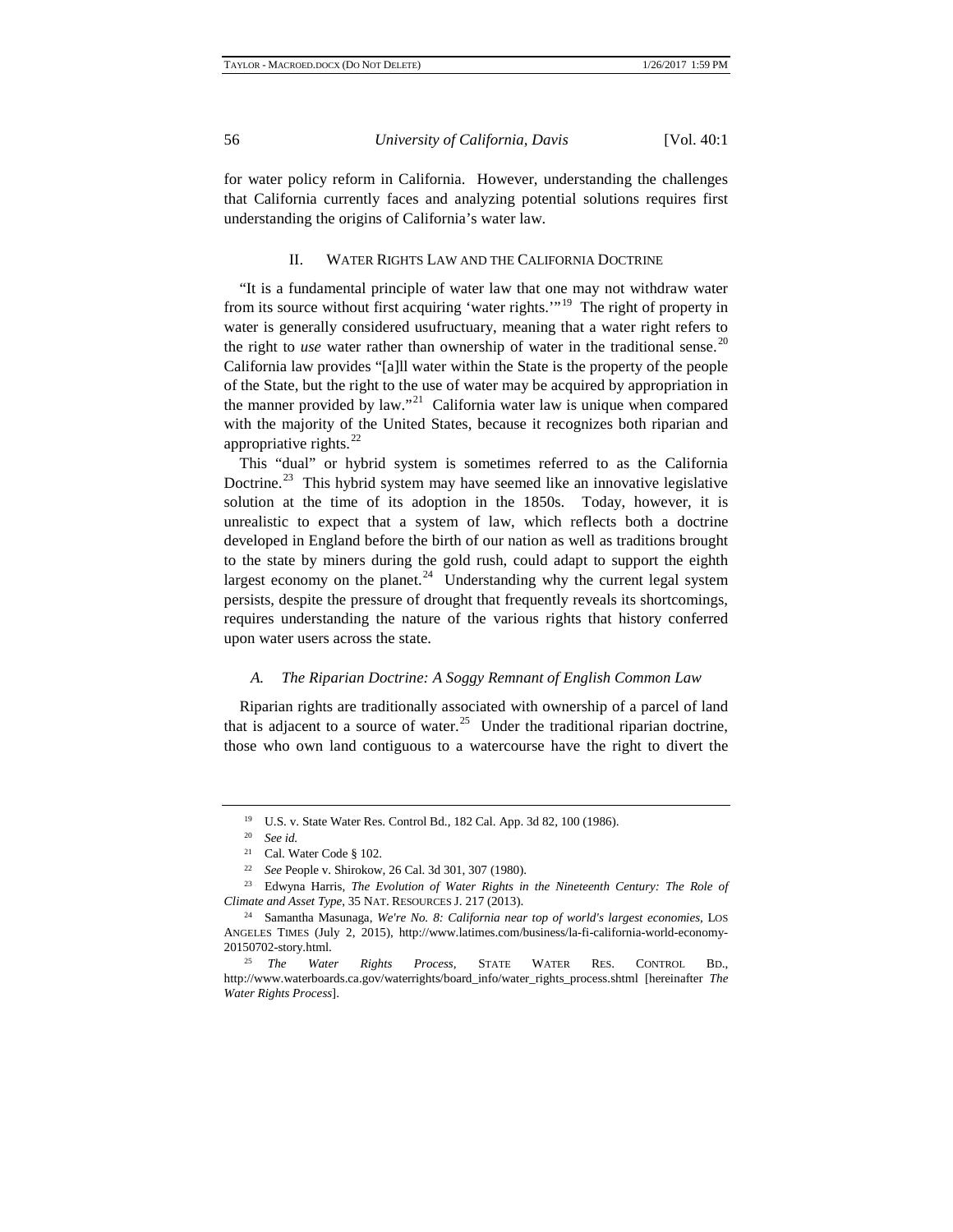for water policy reform in California. However, understanding the challenges that California currently faces and analyzing potential solutions requires first understanding the origins of California's water law.

## II. Water Rights Law and the California Doctrine

"It is a fundamental principle of water law that one may not withdraw water from its source without first acquiring 'water rights.'"[19] The right of property in water is generally considered usufructuary, meaning that a water right refers to the right to *use* water rather than ownership of water in the traditional sense.[20] California law provides "[a]ll water within the State is the property of the people of the State, but the right to the use of water may be acquired by appropriation in the manner provided by law."[21] California water law is unique when compared with the majority of the United States, because it recognizes both riparian and appropriative rights.[22]

This "dual" or hybrid system is sometimes referred to as the California Doctrine.[23] This hybrid system may have seemed like an innovative legislative solution at the time of its adoption in the 1850s. Today, however, it is unrealistic to expect that a system of law, which reflects both a doctrine developed in England before the birth of our nation as well as traditions brought to the state by miners during the gold rush, could adapt to support the eighth largest economy on the planet.[24] Understanding why the current legal system persists, despite the pressure of drought that frequently reveals its shortcomings, requires understanding the nature of the various rights that history conferred upon water users across the state.

### *A. The Riparian Doctrine: A Soggy Remnant of English Common Law*

Riparian rights are traditionally associated with ownership of a parcel of land that is adjacent to a source of water.[25] Under the traditional riparian doctrine, those who own land contiguous to a watercourse have the right to divert the

---

[19] U.S. v. State Water Res. Control Bd., 182 Cal. App. 3d 82, 100 (1986).

[20] *See id.*

[21] Cal. Water Code § 102.

[22] *See* People v. Shirokow, 26 Cal. 3d 301, 307 (1980).

[23] Edwyna Harris, *The Evolution of Water Rights in the Nineteenth Century: The Role of Climate and Asset Type*, 35 NAT. RESOURCES J. 217 (2013).

[24] Samantha Masunaga, *We're No. 8: California near top of world's largest economies*, LOS ANGELES TIMES (July 2, 2015), http://www.latimes.com/business/la-fi-california-world-economy-20150702-story.html.

[25] *The Water Rights Process*, STATE WATER RES. CONTROL BD., http://www.waterboards.ca.gov/waterrights/board_info/water_rights_process.shtml [hereinafter *The Water Rights Process*].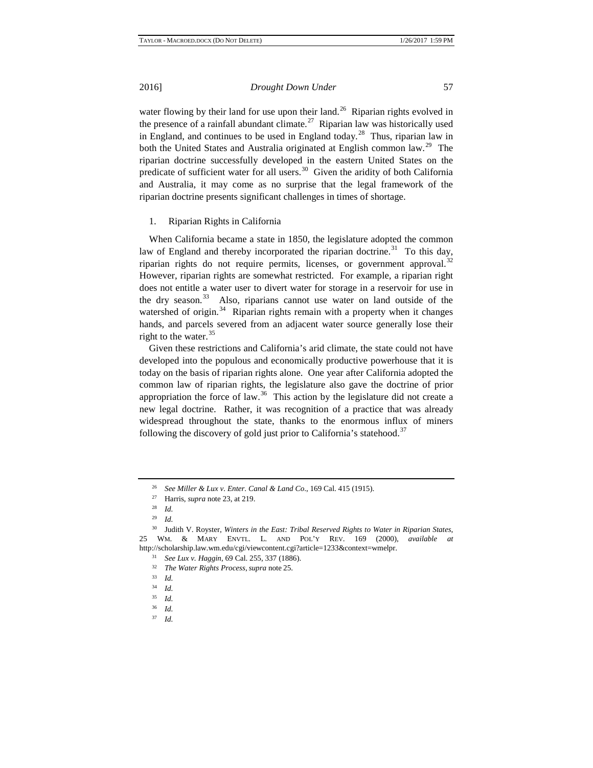water flowing by their land for use upon their land.[26] Riparian rights evolved in the presence of a rainfall abundant climate.[27] Riparian law was historically used in England, and continues to be used in England today.[28] Thus, riparian law in both the United States and Australia originated at English common law.[29] The riparian doctrine successfully developed in the eastern United States on the predicate of sufficient water for all users.[30] Given the aridity of both California and Australia, it may come as no surprise that the legal framework of the riparian doctrine presents significant challenges in times of shortage.

1. Riparian Rights in California

When California became a state in 1850, the legislature adopted the common law of England and thereby incorporated the riparian doctrine.[31] To this day, riparian rights do not require permits, licenses, or government approval.[32] However, riparian rights are somewhat restricted. For example, a riparian right does not entitle a water user to divert water for storage in a reservoir for use in the dry season.[33] Also, riparians cannot use water on land outside of the watershed of origin.[34] Riparian rights remain with a property when it changes hands, and parcels severed from an adjacent water source generally lose their right to the water.[35]

Given these restrictions and California's arid climate, the state could not have developed into the populous and economically productive powerhouse that it is today on the basis of riparian rights alone. One year after California adopted the common law of riparian rights, the legislature also gave the doctrine of prior appropriation the force of law.[36] This action by the legislature did not create a new legal doctrine. Rather, it was recognition of a practice that was already widespread throughout the state, thanks to the enormous influx of miners following the discovery of gold just prior to California's statehood.[37]

---

[26] *See Miller & Lux v. Enter. Canal & Land Co*., 169 Cal. 415 (1915).

[27] Harris, *supra* note 23, at 219.

[28] *Id.*

[29] *Id.*

[30] Judith V. Royster, *Winters in the East: Tribal Reserved Rights to Water in Riparian States*, 25 WM. & MARY ENVTL. L. AND POL'Y REV. 169 (2000), *available at* http://scholarship.law.wm.edu/cgi/viewcontent.cgi?article=1233&context=wmelpr.

[31] *See Lux v. Haggin*, 69 Cal. 255, 337 (1886).

[32] *The Water Rights Process*, *supra* note 25.

[33] *Id.*

[34] *Id.*

[35] *Id.*

[36] *Id.*

[37] *Id.*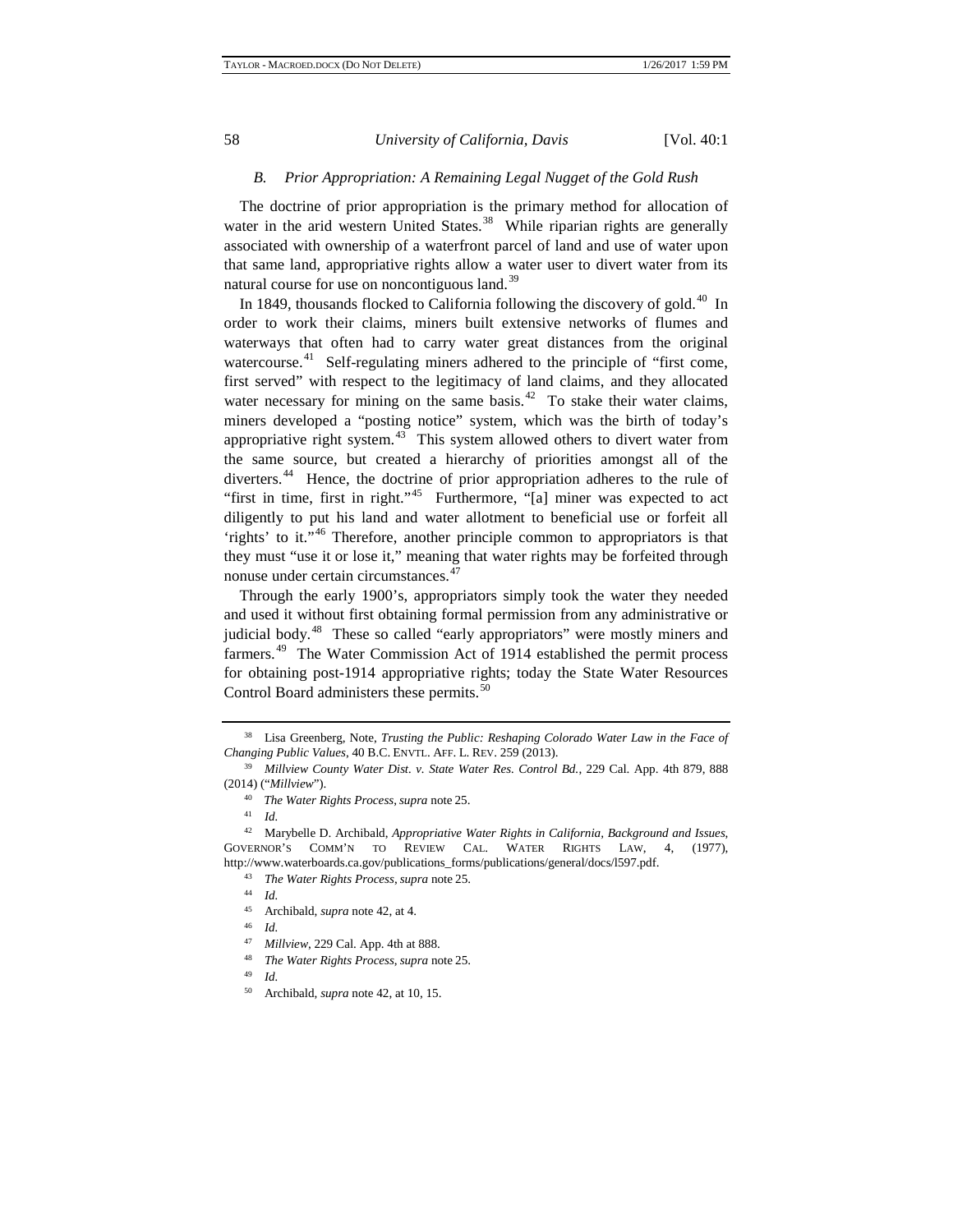### *B. Prior Appropriation: A Remaining Legal Nugget of the Gold Rush*

The doctrine of prior appropriation is the primary method for allocation of water in the arid western United States.[38] While riparian rights are generally associated with ownership of a waterfront parcel of land and use of water upon that same land, appropriative rights allow a water user to divert water from its natural course for use on noncontiguous land.[39]

In 1849, thousands flocked to California following the discovery of gold.[40] In order to work their claims, miners built extensive networks of flumes and waterways that often had to carry water great distances from the original watercourse.[41] Self-regulating miners adhered to the principle of "first come, first served" with respect to the legitimacy of land claims, and they allocated water necessary for mining on the same basis.[42] To stake their water claims, miners developed a "posting notice" system, which was the birth of today's appropriative right system.[43] This system allowed others to divert water from the same source, but created a hierarchy of priorities amongst all of the diverters.[44] Hence, the doctrine of prior appropriation adheres to the rule of "first in time, first in right."[45] Furthermore, "[a] miner was expected to act diligently to put his land and water allotment to beneficial use or forfeit all 'rights' to it."[46] Therefore, another principle common to appropriators is that they must "use it or lose it," meaning that water rights may be forfeited through nonuse under certain circumstances.[47]

Through the early 1900's, appropriators simply took the water they needed and used it without first obtaining formal permission from any administrative or judicial body.[48] These so called "early appropriators" were mostly miners and farmers.[49] The Water Commission Act of 1914 established the permit process for obtaining post-1914 appropriative rights; today the State Water Resources Control Board administers these permits.[50]

---

[38] Lisa Greenberg, Note, *Trusting the Public: Reshaping Colorado Water Law in the Face of Changing Public Values*, 40 B.C. ENVTL. AFF. L. REV. 259 (2013).

[39] *Millview County Water Dist. v. State Water Res. Control Bd.*, 229 Cal. App. 4th 879, 888 (2014) ("*Millview*").

[40] *The Water Rights Process*, *supra* note 25.

[41] *Id.*

[42] Marybelle D. Archibald, *Appropriative Water Rights in California, Background and Issues*, GOVERNOR'S COMM'N TO REVIEW CAL. WATER RIGHTS LAW, 4, (1977), http://www.waterboards.ca.gov/publications_forms/publications/general/docs/l597.pdf.

[43] *The Water Rights Process*, *supra* note 25.

[44] *Id.*

[45] Archibald, *supra* note 42, at 4.

[46] *Id.*

[47] *Millview*, 229 Cal. App. 4th at 888.

[48] *The Water Rights Process*, *supra* note 25.

[49] *Id.*

[50] Archibald, *supra* note 42, at 10, 15.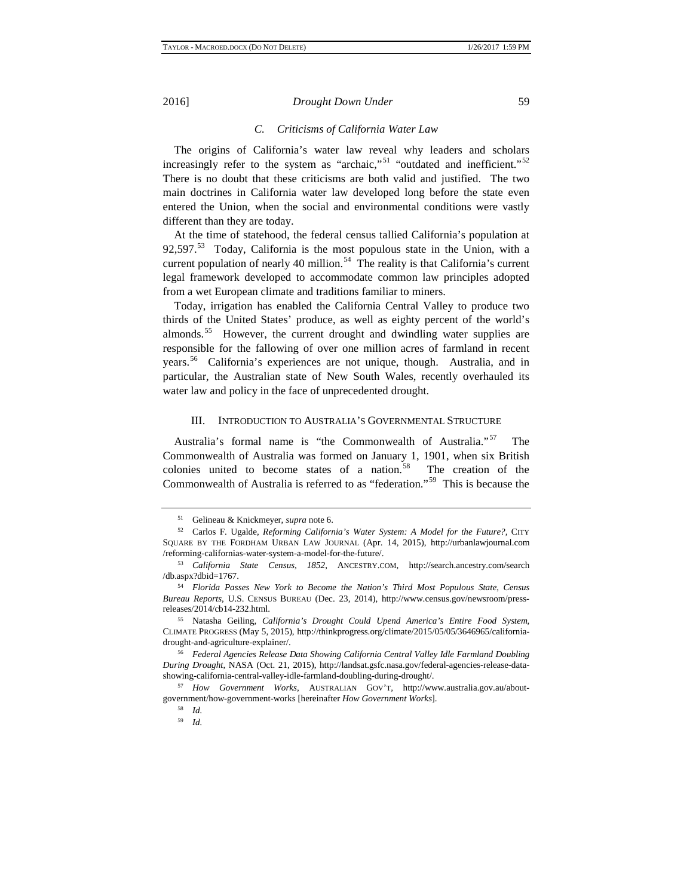### C. *Criticisms of California Water Law*

The origins of California's water law reveal why leaders and scholars increasingly refer to the system as "archaic,"[51] "outdated and inefficient."[52] There is no doubt that these criticisms are both valid and justified. The two main doctrines in California water law developed long before the state even entered the Union, when the social and environmental conditions were vastly different than they are today.

At the time of statehood, the federal census tallied California's population at 92,597.[53] Today, California is the most populous state in the Union, with a current population of nearly 40 million.[54] The reality is that California's current legal framework developed to accommodate common law principles adopted from a wet European climate and traditions familiar to miners.

Today, irrigation has enabled the California Central Valley to produce two thirds of the United States' produce, as well as eighty percent of the world's almonds.[55] However, the current drought and dwindling water supplies are responsible for the fallowing of over one million acres of farmland in recent years.[56] California's experiences are not unique, though. Australia, and in particular, the Australian state of New South Wales, recently overhauled its water law and policy in the face of unprecedented drought.

## III. Introduction to Australia's Governmental Structure

Australia's formal name is "the Commonwealth of Australia."[57] The Commonwealth of Australia was formed on January 1, 1901, when six British colonies united to become states of a nation.[58] The creation of the Commonwealth of Australia is referred to as "federation."[59] This is because the

---

[51] Gelineau & Knickmeyer, *supra* note 6.

[52] Carlos F. Ugalde, *Reforming California's Water System: A Model for the Future?*, City Square by the Fordham Urban Law Journal (Apr. 14, 2015), http://urbanlawjournal.com/reforming-californias-water-system-a-model-for-the-future/.

[53] *California State Census, 1852*, Ancestry.com, http://search.ancestry.com/search/db.aspx?dbid=1767.

[54] *Florida Passes New York to Become the Nation's Third Most Populous State*, *Census Bureau Reports*, U.S. Census Bureau (Dec. 23, 2014), http://www.census.gov/newsroom/press-releases/2014/cb14-232.html.

[55] Natasha Geiling, *California's Drought Could Upend America's Entire Food System*, Climate Progress (May 5, 2015), http://thinkprogress.org/climate/2015/05/05/3646965/california-drought-and-agriculture-explainer/.

[56] *Federal Agencies Release Data Showing California Central Valley Idle Farmland Doubling During Drought*, NASA (Oct. 21, 2015), http://landsat.gsfc.nasa.gov/federal-agencies-release-data-showing-california-central-valley-idle-farmland-doubling-during-drought/.

[57] *How Government Works*, Australian Gov't, http://www.australia.gov.au/about-government/how-government-works [hereinafter *How Government Works*].

[58] *Id.*

[59] *Id.*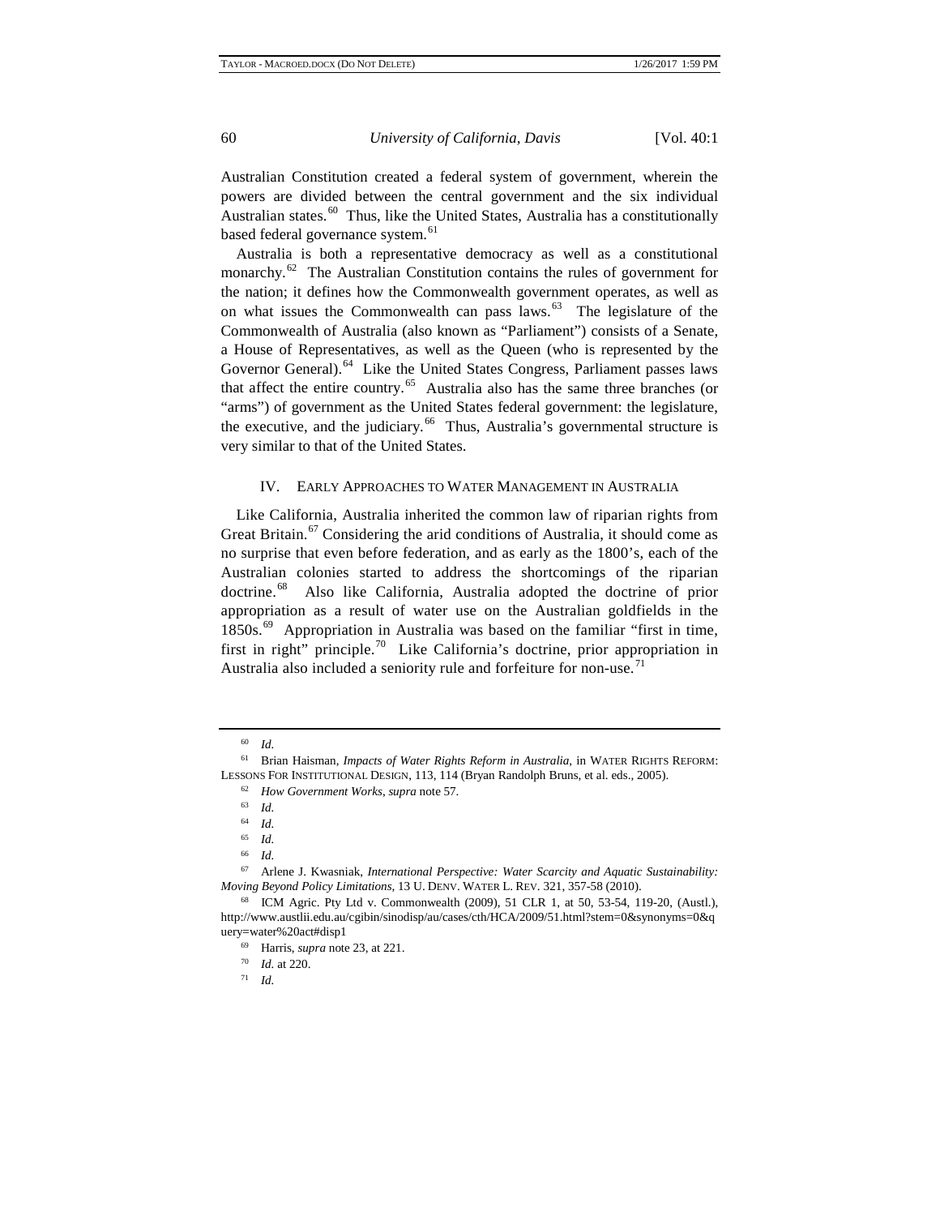Australian Constitution created a federal system of government, wherein the powers are divided between the central government and the six individual Australian states.[60] Thus, like the United States, Australia has a constitutionally based federal governance system.[61]

Australia is both a representative democracy as well as a constitutional monarchy.[62] The Australian Constitution contains the rules of government for the nation; it defines how the Commonwealth government operates, as well as on what issues the Commonwealth can pass laws.[63] The legislature of the Commonwealth of Australia (also known as "Parliament") consists of a Senate, a House of Representatives, as well as the Queen (who is represented by the Governor General).[64] Like the United States Congress, Parliament passes laws that affect the entire country.[65] Australia also has the same three branches (or "arms") of government as the United States federal government: the legislature, the executive, and the judiciary.[66] Thus, Australia's governmental structure is very similar to that of the United States.

## IV. Early Approaches to Water Management in Australia

Like California, Australia inherited the common law of riparian rights from Great Britain.[67] Considering the arid conditions of Australia, it should come as no surprise that even before federation, and as early as the 1800's, each of the Australian colonies started to address the shortcomings of the riparian doctrine.[68] Also like California, Australia adopted the doctrine of prior appropriation as a result of water use on the Australian goldfields in the 1850s.[69] Appropriation in Australia was based on the familiar "first in time, first in right" principle.[70] Like California's doctrine, prior appropriation in Australia also included a seniority rule and forfeiture for non-use.[71]

---

[60] *Id.*

[61] Brian Haisman, *Impacts of Water Rights Reform in Australia*, in Water Rights Reform: Lessons For Institutional Design, 113, 114 (Bryan Randolph Bruns, et al. eds., 2005).

[62] *How Government Works*, *supra* note 57.

[63] *Id.*

[64] *Id.*

[65] *Id.*

[66] *Id.*

[67] Arlene J. Kwasniak, *International Perspective: Water Scarcity and Aquatic Sustainability: Moving Beyond Policy Limitations*, 13 U. Denv. Water L. Rev. 321, 357-58 (2010).

[68] ICM Agric. Pty Ltd v. Commonwealth (2009), 51 CLR 1, at 50, 53-54, 119-20, (Austl.), http://www.austlii.edu.au/cgibin/sinodisp/au/cases/cth/HCA/2009/51.html?stem=0&synonyms=0&query=water%20act#disp1

[69] Harris, *supra* note 23, at 221.

[70] *Id.* at 220.

[71] *Id.*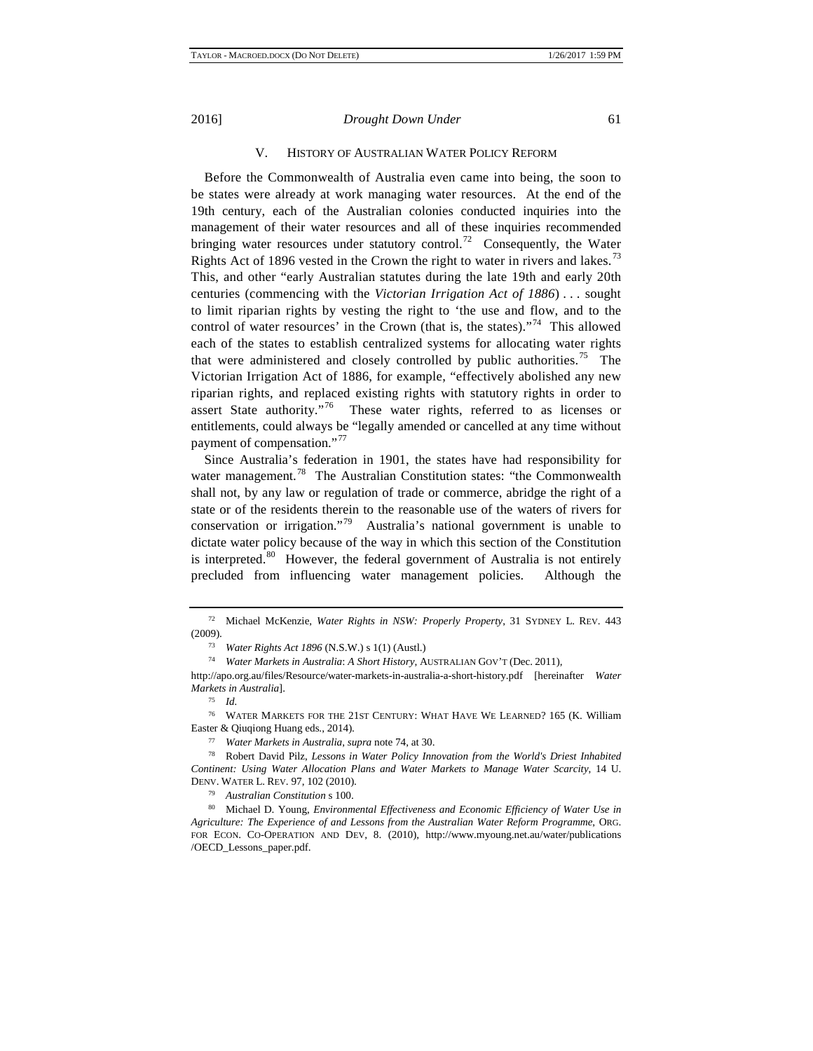## V. HISTORY OF AUSTRALIAN WATER POLICY REFORM

Before the Commonwealth of Australia even came into being, the soon to be states were already at work managing water resources. At the end of the 19th century, each of the Australian colonies conducted inquiries into the management of their water resources and all of these inquiries recommended bringing water resources under statutory control.[72] Consequently, the Water Rights Act of 1896 vested in the Crown the right to water in rivers and lakes.[73] This, and other "early Australian statutes during the late 19th and early 20th centuries (commencing with the *Victorian Irrigation Act of 1886*) . . . sought to limit riparian rights by vesting the right to 'the use and flow, and to the control of water resources' in the Crown (that is, the states)."[74] This allowed each of the states to establish centralized systems for allocating water rights that were administered and closely controlled by public authorities.[75] The Victorian Irrigation Act of 1886, for example, "effectively abolished any new riparian rights, and replaced existing rights with statutory rights in order to assert State authority."[76] These water rights, referred to as licenses or entitlements, could always be "legally amended or cancelled at any time without payment of compensation."[77]

Since Australia's federation in 1901, the states have had responsibility for water management.[78] The Australian Constitution states: "the Commonwealth shall not, by any law or regulation of trade or commerce, abridge the right of a state or of the residents therein to the reasonable use of the waters of rivers for conservation or irrigation."[79] Australia's national government is unable to dictate water policy because of the way in which this section of the Constitution is interpreted.[80] However, the federal government of Australia is not entirely precluded from influencing water management policies. Although the

---

[72] Michael McKenzie, *Water Rights in NSW: Properly Property*, 31 SYDNEY L. REV. 443 (2009).

[73] *Water Rights Act 1896* (N.S.W.) s 1(1) (Austl.)

[74] *Water Markets in Australia*: *A Short History*, AUSTRALIAN GOV'T (Dec. 2011), http://apo.org.au/files/Resource/water-markets-in-australia-a-short-history.pdf [hereinafter *Water Markets in Australia*].

[75] *Id.*

[76] WATER MARKETS FOR THE 21ST CENTURY: WHAT HAVE WE LEARNED? 165 (K. William Easter & Qiuqiong Huang eds., 2014).

[77] *Water Markets in Australia*, *supra* note 74, at 30.

[78] Robert David Pilz, *Lessons in Water Policy Innovation from the World's Driest Inhabited Continent: Using Water Allocation Plans and Water Markets to Manage Water Scarcity*, 14 U. DENV. WATER L. REV. 97, 102 (2010).

[79] *Australian Constitution* s 100.

[80] Michael D. Young, *Environmental Effectiveness and Economic Efficiency of Water Use in Agriculture: The Experience of and Lessons from the Australian Water Reform Programme*, ORG. FOR ECON. CO-OPERATION AND DEV, 8. (2010), http://www.myoung.net.au/water/publications/OECD_Lessons_paper.pdf.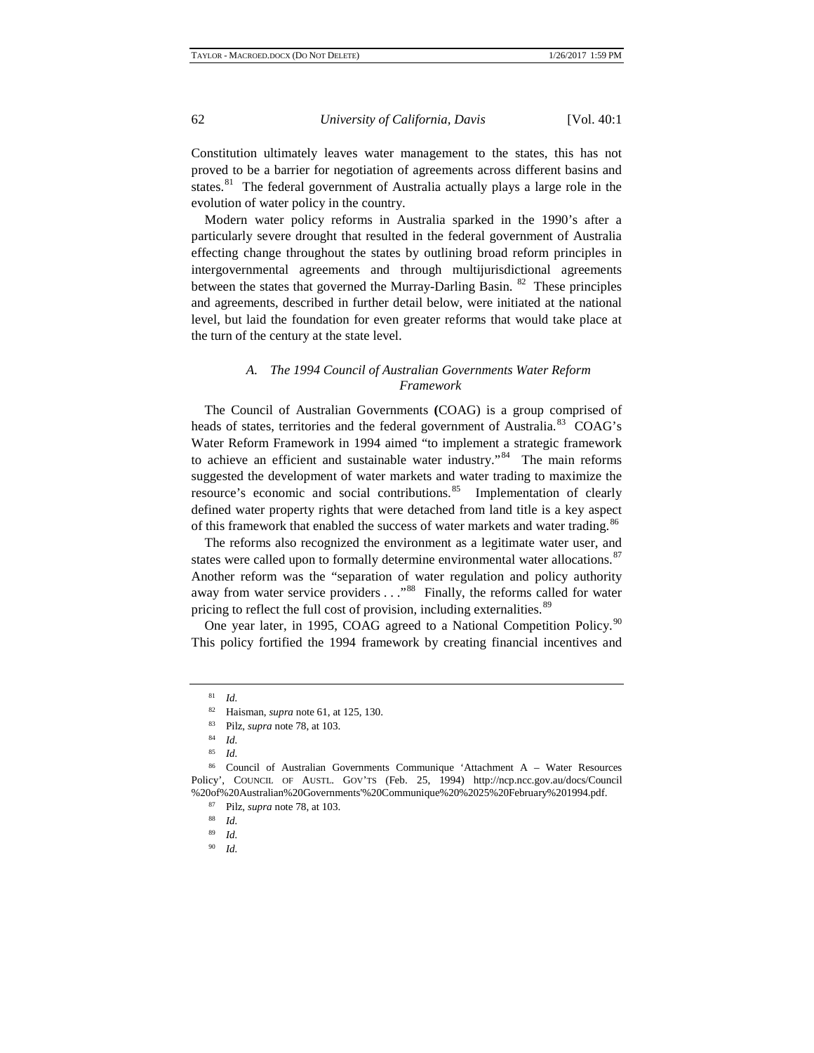Constitution ultimately leaves water management to the states, this has not proved to be a barrier for negotiation of agreements across different basins and states.[81] The federal government of Australia actually plays a large role in the evolution of water policy in the country.

Modern water policy reforms in Australia sparked in the 1990's after a particularly severe drought that resulted in the federal government of Australia effecting change throughout the states by outlining broad reform principles in intergovernmental agreements and through multijurisdictional agreements between the states that governed the Murray-Darling Basin.[82] These principles and agreements, described in further detail below, were initiated at the national level, but laid the foundation for even greater reforms that would take place at the turn of the century at the state level.

### *A. The 1994 Council of Australian Governments Water Reform Framework*

The Council of Australian Governments (COAG) is a group comprised of heads of states, territories and the federal government of Australia.[83] COAG's Water Reform Framework in 1994 aimed "to implement a strategic framework to achieve an efficient and sustainable water industry."[84] The main reforms suggested the development of water markets and water trading to maximize the resource's economic and social contributions.[85] Implementation of clearly defined water property rights that were detached from land title is a key aspect of this framework that enabled the success of water markets and water trading.[86]

The reforms also recognized the environment as a legitimate water user, and states were called upon to formally determine environmental water allocations.[87] Another reform was the "separation of water regulation and policy authority away from water service providers . . ."[88] Finally, the reforms called for water pricing to reflect the full cost of provision, including externalities.[89]

One year later, in 1995, COAG agreed to a National Competition Policy.[90] This policy fortified the 1994 framework by creating financial incentives and

---

[81] *Id.*

[82] Haisman, *supra* note 61, at 125, 130.

[83] Pilz, *supra* note 78, at 103.

[84] *Id.*

[85] *Id.*

[86] Council of Australian Governments Communique 'Attachment A – Water Resources Policy', COUNCIL OF AUSTL. GOV'TS (Feb. 25, 1994) http://ncp.ncc.gov.au/docs/Council%20of%20Australian%20Governments'%20Communique%20%2025%20February%201994.pdf.

[87] Pilz, *supra* note 78, at 103.

[88] *Id.*

[89] *Id.*

[90] *Id.*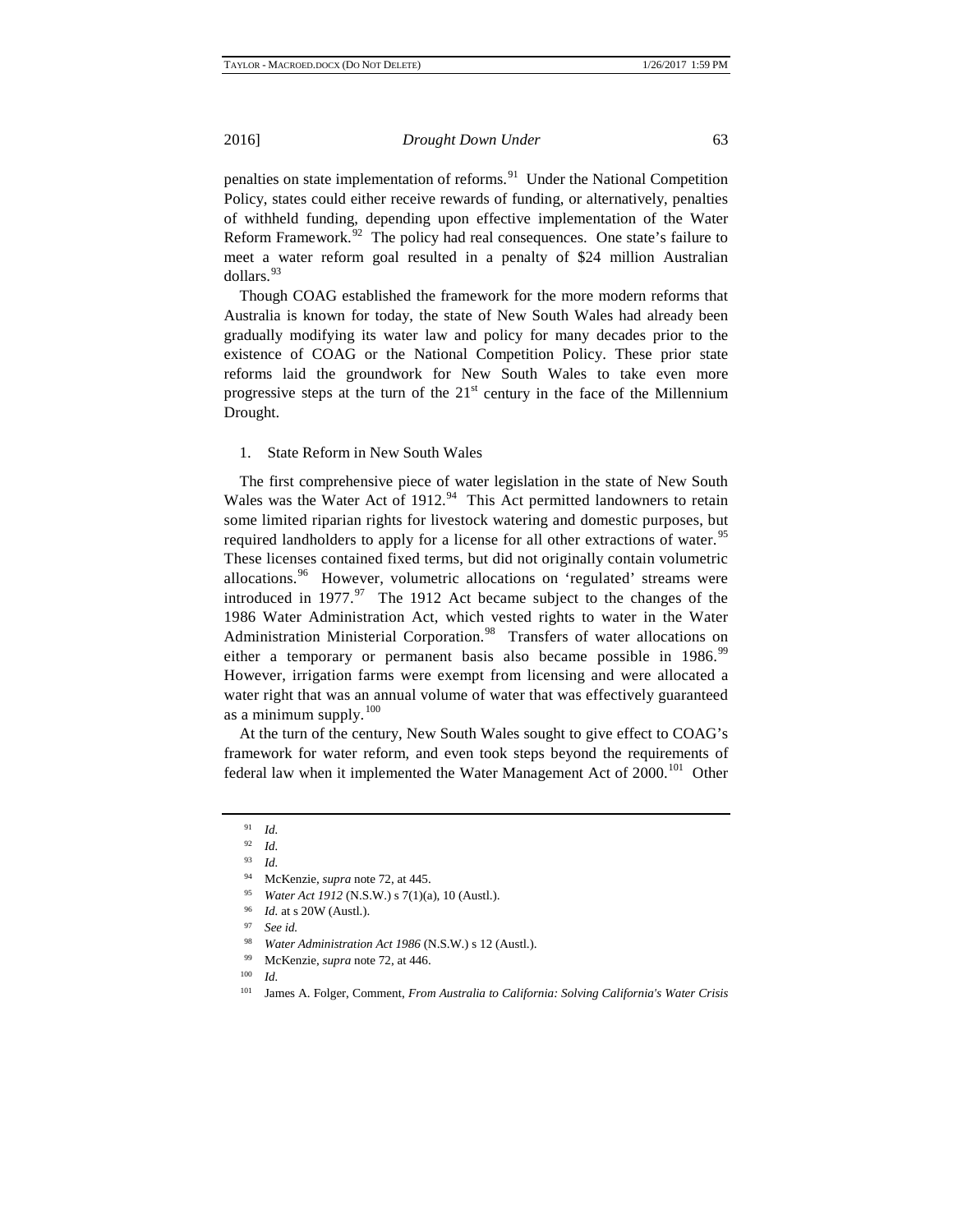penalties on state implementation of reforms.[91] Under the National Competition Policy, states could either receive rewards of funding, or alternatively, penalties of withheld funding, depending upon effective implementation of the Water Reform Framework.[92] The policy had real consequences. One state's failure to meet a water reform goal resulted in a penalty of $24 million Australian dollars.[93]

Though COAG established the framework for the more modern reforms that Australia is known for today, the state of New South Wales had already been gradually modifying its water law and policy for many decades prior to the existence of COAG or the National Competition Policy. These prior state reforms laid the groundwork for New South Wales to take even more progressive steps at the turn of the 21st century in the face of the Millennium Drought.

1. State Reform in New South Wales

The first comprehensive piece of water legislation in the state of New South Wales was the Water Act of 1912.[94] This Act permitted landowners to retain some limited riparian rights for livestock watering and domestic purposes, but required landholders to apply for a license for all other extractions of water.[95] These licenses contained fixed terms, but did not originally contain volumetric allocations.[96] However, volumetric allocations on 'regulated' streams were introduced in 1977.[97] The 1912 Act became subject to the changes of the 1986 Water Administration Act, which vested rights to water in the Water Administration Ministerial Corporation.[98] Transfers of water allocations on either a temporary or permanent basis also became possible in 1986.[99] However, irrigation farms were exempt from licensing and were allocated a water right that was an annual volume of water that was effectively guaranteed as a minimum supply.[100]

At the turn of the century, New South Wales sought to give effect to COAG's framework for water reform, and even took steps beyond the requirements of federal law when it implemented the Water Management Act of 2000.[101] Other

---

[91] *Id.*

[92] *Id.*

[93] *Id.*

[94] McKenzie, *supra* note 72, at 445.

[95] *Water Act 1912* (N.S.W.) s 7(1)(a), 10 (Austl.).

[96] *Id.* at s 20W (Austl.).

[97] *See id.*

[98] *Water Administration Act 1986* (N.S.W.) s 12 (Austl.).

[99] McKenzie, *supra* note 72, at 446.

[100] *Id.*

[101] James A. Folger, Comment, *From Australia to California: Solving California's Water Crisis*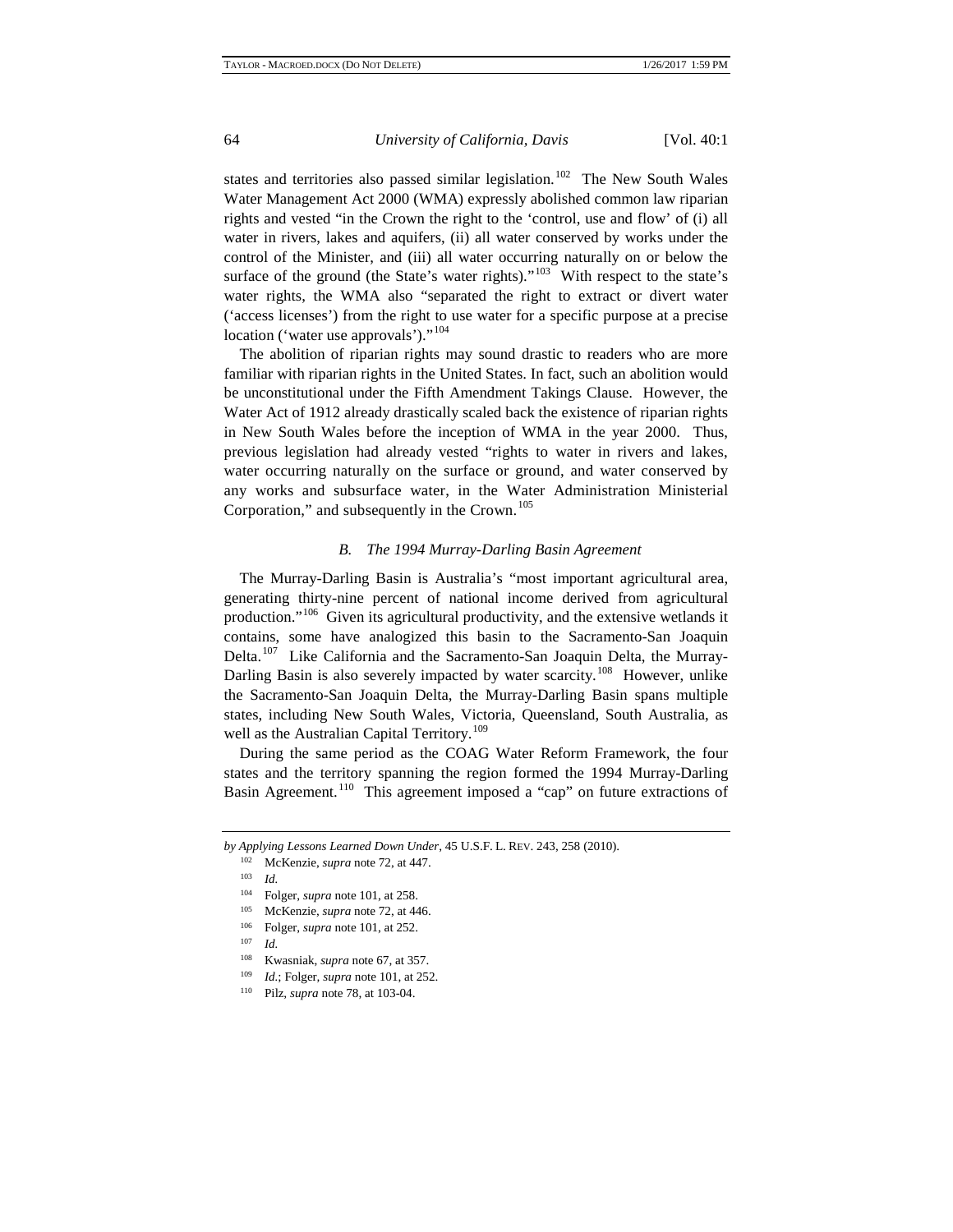states and territories also passed similar legislation.[102] The New South Wales Water Management Act 2000 (WMA) expressly abolished common law riparian rights and vested "in the Crown the right to the 'control, use and flow' of (i) all water in rivers, lakes and aquifers, (ii) all water conserved by works under the control of the Minister, and (iii) all water occurring naturally on or below the surface of the ground (the State's water rights)."[103] With respect to the state's water rights, the WMA also "separated the right to extract or divert water ('access licenses') from the right to use water for a specific purpose at a precise location ('water use approvals')."[104]

The abolition of riparian rights may sound drastic to readers who are more familiar with riparian rights in the United States. In fact, such an abolition would be unconstitutional under the Fifth Amendment Takings Clause. However, the Water Act of 1912 already drastically scaled back the existence of riparian rights in New South Wales before the inception of WMA in the year 2000. Thus, previous legislation had already vested "rights to water in rivers and lakes, water occurring naturally on the surface or ground, and water conserved by any works and subsurface water, in the Water Administration Ministerial Corporation," and subsequently in the Crown.[105]

### *B. The 1994 Murray-Darling Basin Agreement*

The Murray-Darling Basin is Australia's "most important agricultural area, generating thirty-nine percent of national income derived from agricultural production."[106] Given its agricultural productivity, and the extensive wetlands it contains, some have analogized this basin to the Sacramento-San Joaquin Delta.[107] Like California and the Sacramento-San Joaquin Delta, the Murray-Darling Basin is also severely impacted by water scarcity.[108] However, unlike the Sacramento-San Joaquin Delta, the Murray-Darling Basin spans multiple states, including New South Wales, Victoria, Queensland, South Australia, as well as the Australian Capital Territory.[109]

During the same period as the COAG Water Reform Framework, the four states and the territory spanning the region formed the 1994 Murray-Darling Basin Agreement.[110] This agreement imposed a "cap" on future extractions of

---

*by Applying Lessons Learned Down Under*, 45 U.S.F. L. REV. 243, 258 (2010).

[102] McKenzie, *supra* note 72, at 447.

[103] *Id.*

[104] Folger, *supra* note 101, at 258.

[105] McKenzie, *supra* note 72, at 446.

[106] Folger, *supra* note 101, at 252.

[107] *Id.*

[108] Kwasniak, *supra* note 67, at 357.

[109] *Id.*; Folger, *supra* note 101, at 252.

[110] Pilz, *supra* note 78, at 103-04.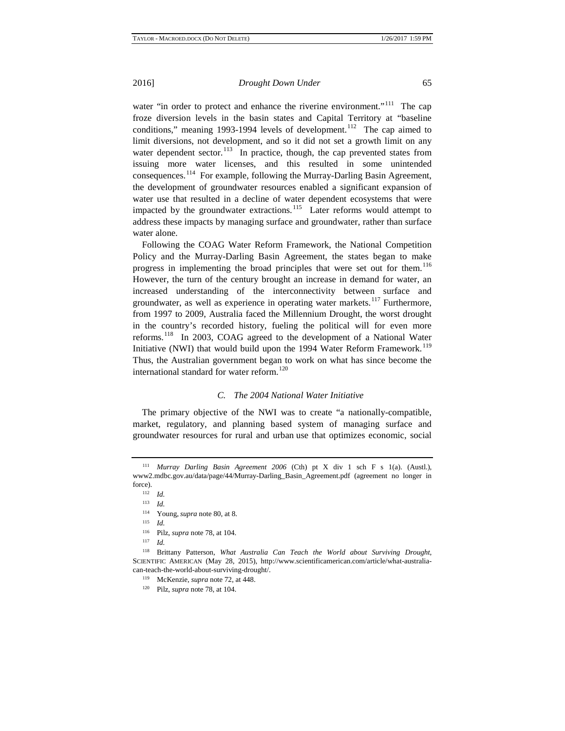water "in order to protect and enhance the riverine environment."[111] The cap froze diversion levels in the basin states and Capital Territory at "baseline conditions," meaning 1993-1994 levels of development.[112] The cap aimed to limit diversions, not development, and so it did not set a growth limit on any water dependent sector.[113] In practice, though, the cap prevented states from issuing more water licenses, and this resulted in some unintended consequences.[114] For example, following the Murray-Darling Basin Agreement, the development of groundwater resources enabled a significant expansion of water use that resulted in a decline of water dependent ecosystems that were impacted by the groundwater extractions.[115] Later reforms would attempt to address these impacts by managing surface and groundwater, rather than surface water alone.

Following the COAG Water Reform Framework, the National Competition Policy and the Murray-Darling Basin Agreement, the states began to make progress in implementing the broad principles that were set out for them.[116] However, the turn of the century brought an increase in demand for water, an increased understanding of the interconnectivity between surface and groundwater, as well as experience in operating water markets.[117] Furthermore, from 1997 to 2009, Australia faced the Millennium Drought, the worst drought in the country's recorded history, fueling the political will for even more reforms.[118] In 2003, COAG agreed to the development of a National Water Initiative (NWI) that would build upon the 1994 Water Reform Framework.[119] Thus, the Australian government began to work on what has since become the international standard for water reform.[120]

### *C. The 2004 National Water Initiative*

The primary objective of the NWI was to create "a nationally-compatible, market, regulatory, and planning based system of managing surface and groundwater resources for rural and urban use that optimizes economic, social

---

[111] *Murray Darling Basin Agreement 2006* (Cth) pt X div 1 sch F s 1(a). (Austl.), www2.mdbc.gov.au/data/page/44/Murray-Darling_Basin_Agreement.pdf (agreement no longer in force).

[112] *Id.*

[113] *Id.*

[114] Young, *supra* note 80, at 8.

[115] *Id.*

[116] Pilz, *supra* note 78, at 104.

[117] *Id.*

[118] Brittany Patterson, *What Australia Can Teach the World about Surviving Drought*, SCIENTIFIC AMERICAN (May 28, 2015), http://www.scientificamerican.com/article/what-australia-can-teach-the-world-about-surviving-drought/.

[119] McKenzie, *supra* note 72, at 448.

[120] Pilz, *supra* note 78, at 104.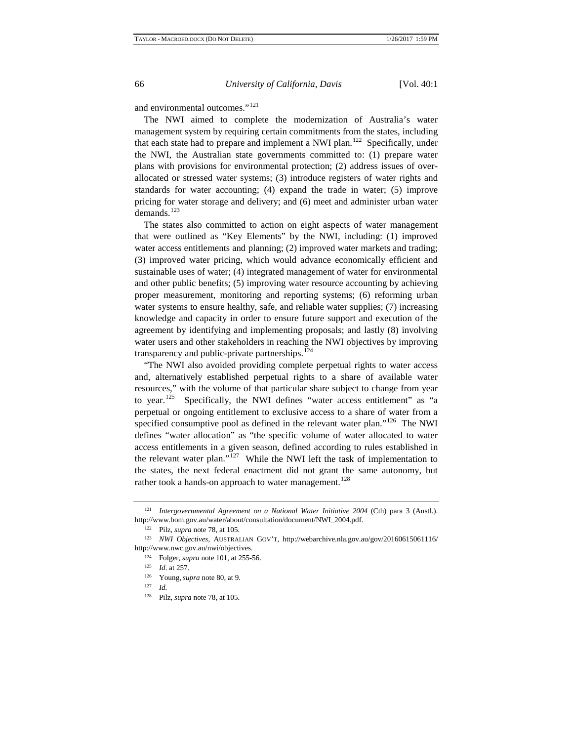and environmental outcomes."[121]

The NWI aimed to complete the modernization of Australia's water management system by requiring certain commitments from the states, including that each state had to prepare and implement a NWI plan.[122] Specifically, under the NWI, the Australian state governments committed to: (1) prepare water plans with provisions for environmental protection; (2) address issues of over-allocated or stressed water systems; (3) introduce registers of water rights and standards for water accounting; (4) expand the trade in water; (5) improve pricing for water storage and delivery; and (6) meet and administer urban water demands.[123]

The states also committed to action on eight aspects of water management that were outlined as "Key Elements" by the NWI, including: (1) improved water access entitlements and planning; (2) improved water markets and trading; (3) improved water pricing, which would advance economically efficient and sustainable uses of water; (4) integrated management of water for environmental and other public benefits; (5) improving water resource accounting by achieving proper measurement, monitoring and reporting systems; (6) reforming urban water systems to ensure healthy, safe, and reliable water supplies; (7) increasing knowledge and capacity in order to ensure future support and execution of the agreement by identifying and implementing proposals; and lastly (8) involving water users and other stakeholders in reaching the NWI objectives by improving transparency and public-private partnerships.[124]

"The NWI also avoided providing complete perpetual rights to water access and, alternatively established perpetual rights to a share of available water resources," with the volume of that particular share subject to change from year to year.[125] Specifically, the NWI defines "water access entitlement" as "a perpetual or ongoing entitlement to exclusive access to a share of water from a specified consumptive pool as defined in the relevant water plan."[126] The NWI defines "water allocation" as "the specific volume of water allocated to water access entitlements in a given season, defined according to rules established in the relevant water plan."[127] While the NWI left the task of implementation to the states, the next federal enactment did not grant the same autonomy, but rather took a hands-on approach to water management.[128]

---

[121] *Intergovernmental Agreement on a National Water Initiative 2004* (Cth) para 3 (Austl.). http://www.bom.gov.au/water/about/consultation/document/NWI_2004.pdf.

[122] Pilz, *supra* note 78, at 105.

[123] *NWI Objectives*, AUSTRALIAN GOV'T, http://webarchive.nla.gov.au/gov/20160615061116/http://www.nwc.gov.au/nwi/objectives.

[124] Folger, *supra* note 101, at 255-56.

[125] *Id*. at 257.

[126] Young, *supra* note 80, at 9.

[127] *Id.*

[128] Pilz, *supra* note 78, at 105.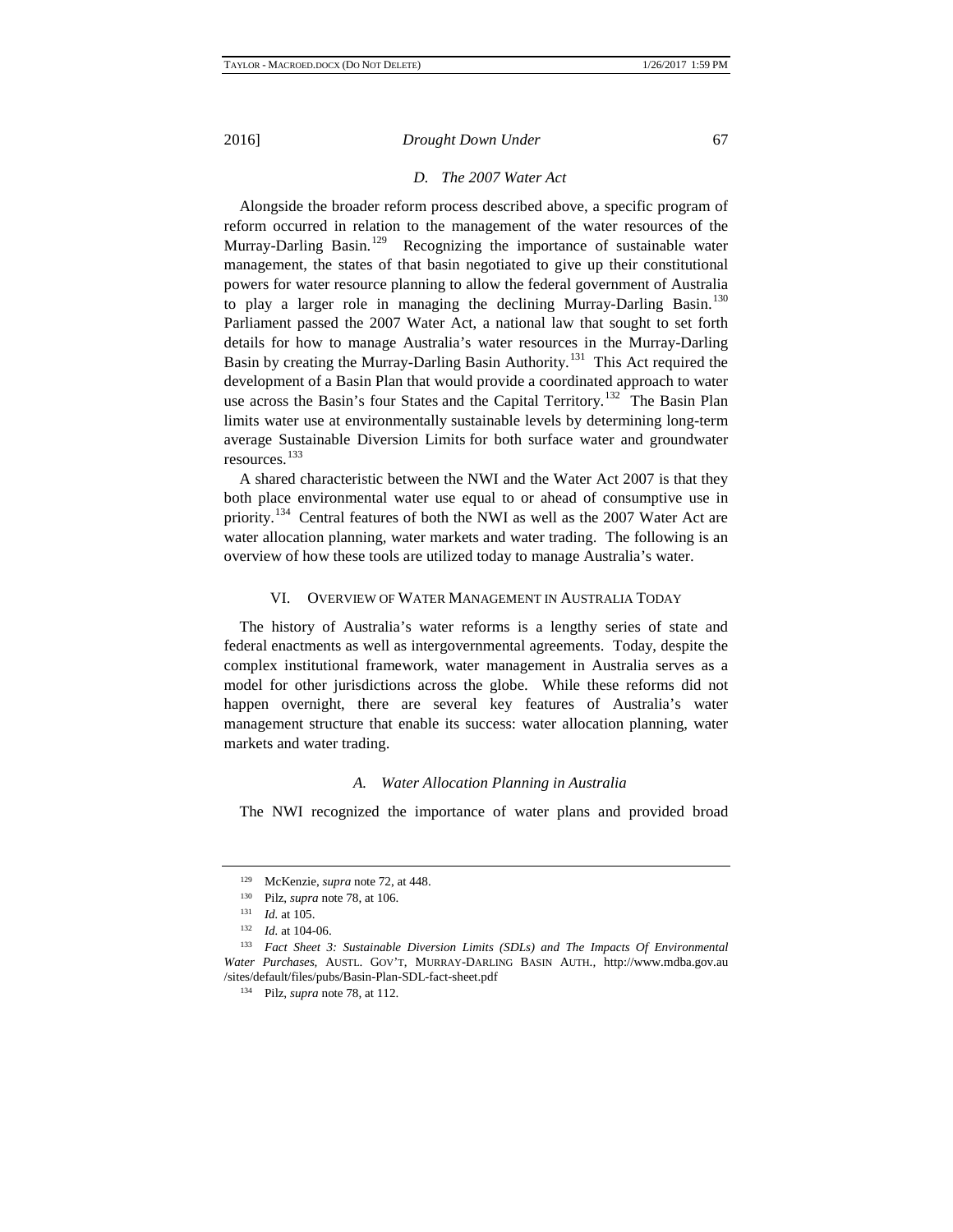### *D. The 2007 Water Act*

Alongside the broader reform process described above, a specific program of reform occurred in relation to the management of the water resources of the Murray-Darling Basin.[129] Recognizing the importance of sustainable water management, the states of that basin negotiated to give up their constitutional powers for water resource planning to allow the federal government of Australia to play a larger role in managing the declining Murray-Darling Basin.[130] Parliament passed the 2007 Water Act, a national law that sought to set forth details for how to manage Australia's water resources in the Murray-Darling Basin by creating the Murray-Darling Basin Authority.[131] This Act required the development of a Basin Plan that would provide a coordinated approach to water use across the Basin's four States and the Capital Territory.[132] The Basin Plan limits water use at environmentally sustainable levels by determining long-term average Sustainable Diversion Limits for both surface water and groundwater resources.[133]

A shared characteristic between the NWI and the Water Act 2007 is that they both place environmental water use equal to or ahead of consumptive use in priority.[134] Central features of both the NWI as well as the 2007 Water Act are water allocation planning, water markets and water trading. The following is an overview of how these tools are utilized today to manage Australia's water.

## VI. Overview of Water Management in Australia Today

The history of Australia's water reforms is a lengthy series of state and federal enactments as well as intergovernmental agreements. Today, despite the complex institutional framework, water management in Australia serves as a model for other jurisdictions across the globe. While these reforms did not happen overnight, there are several key features of Australia's water management structure that enable its success: water allocation planning, water markets and water trading.

### *A. Water Allocation Planning in Australia*

The NWI recognized the importance of water plans and provided broad

---

[129] McKenzie, *supra* note 72, at 448.

[130] Pilz, *supra* note 78, at 106.

[131] *Id.* at 105.

[132] *Id.* at 104-06.

[133] *Fact Sheet 3: Sustainable Diversion Limits (SDLs) and The Impacts Of Environmental Water Purchases*, Austl. Gov't, Murray-Darling Basin Auth., http://www.mdba.gov.au /sites/default/files/pubs/Basin-Plan-SDL-fact-sheet.pdf

[134] Pilz, *supra* note 78, at 112.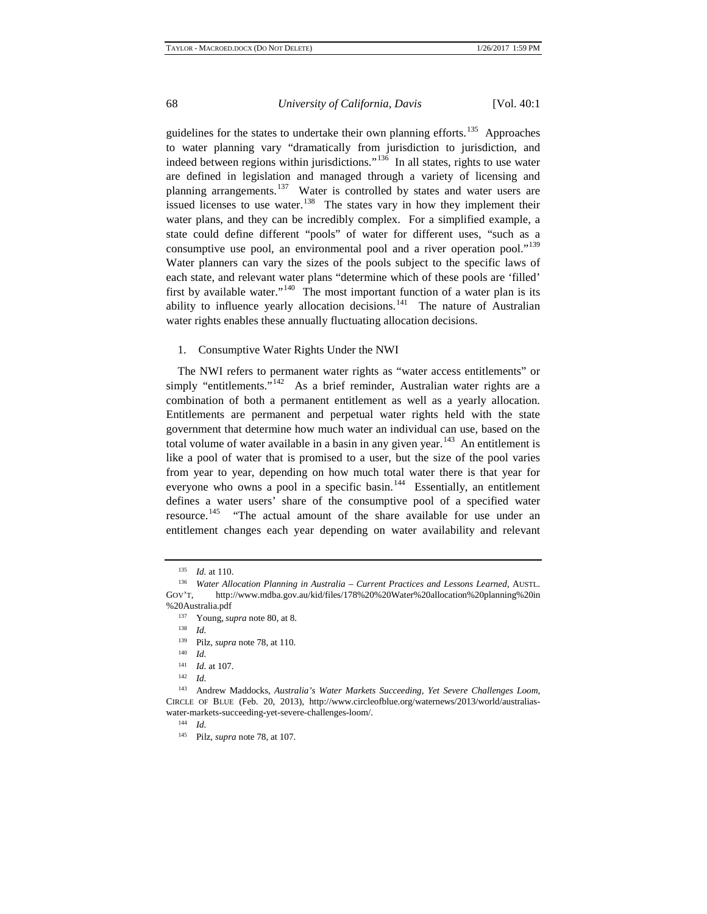guidelines for the states to undertake their own planning efforts.[135] Approaches to water planning vary "dramatically from jurisdiction to jurisdiction, and indeed between regions within jurisdictions."[136] In all states, rights to use water are defined in legislation and managed through a variety of licensing and planning arrangements.[137] Water is controlled by states and water users are issued licenses to use water.[138] The states vary in how they implement their water plans, and they can be incredibly complex. For a simplified example, a state could define different "pools" of water for different uses, "such as a consumptive use pool, an environmental pool and a river operation pool."[139] Water planners can vary the sizes of the pools subject to the specific laws of each state, and relevant water plans "determine which of these pools are 'filled' first by available water."[140] The most important function of a water plan is its ability to influence yearly allocation decisions.[141] The nature of Australian water rights enables these annually fluctuating allocation decisions.

1. Consumptive Water Rights Under the NWI

The NWI refers to permanent water rights as "water access entitlements" or simply "entitlements."[142] As a brief reminder, Australian water rights are a combination of both a permanent entitlement as well as a yearly allocation. Entitlements are permanent and perpetual water rights held with the state government that determine how much water an individual can use, based on the total volume of water available in a basin in any given year.[143] An entitlement is like a pool of water that is promised to a user, but the size of the pool varies from year to year, depending on how much total water there is that year for everyone who owns a pool in a specific basin.[144] Essentially, an entitlement defines a water users' share of the consumptive pool of a specified water resource.[145] "The actual amount of the share available for use under an entitlement changes each year depending on water availability and relevant

---

[135] *Id.* at 110.

[136] *Water Allocation Planning in Australia – Current Practices and Lessons Learned*, AUSTL. GOV'T, http://www.mdba.gov.au/kid/files/178%20%20Water%20allocation%20planning%20in%20Australia.pdf

[137] Young, *supra* note 80, at 8.

[138] *Id.*

[139] Pilz, *supra* note 78, at 110.

[140] *Id.*

[141] *Id.* at 107.

[142] *Id.*

[143] Andrew Maddocks, *Australia's Water Markets Succeeding, Yet Severe Challenges Loom*, CIRCLE OF BLUE (Feb. 20, 2013), http://www.circleofblue.org/waternews/2013/world/australias-water-markets-succeeding-yet-severe-challenges-loom/.

[144] *Id.*

[145] Pilz, *supra* note 78, at 107.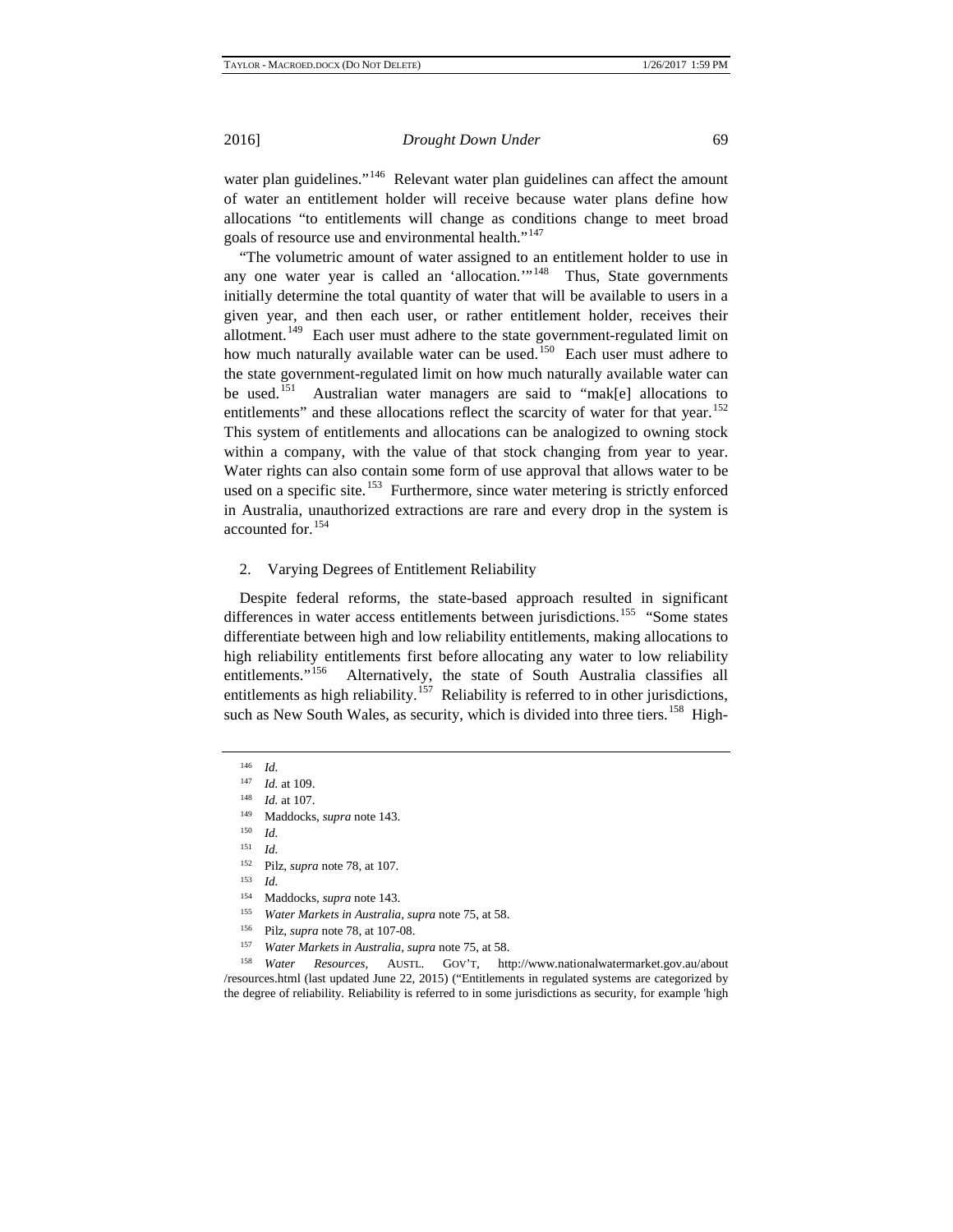water plan guidelines."[146] Relevant water plan guidelines can affect the amount of water an entitlement holder will receive because water plans define how allocations "to entitlements will change as conditions change to meet broad goals of resource use and environmental health."[147]

"The volumetric amount of water assigned to an entitlement holder to use in any one water year is called an 'allocation.'"[148] Thus, State governments initially determine the total quantity of water that will be available to users in a given year, and then each user, or rather entitlement holder, receives their allotment.[149] Each user must adhere to the state government-regulated limit on how much naturally available water can be used.[150] Each user must adhere to the state government-regulated limit on how much naturally available water can be used.[151] Australian water managers are said to "mak[e] allocations to entitlements" and these allocations reflect the scarcity of water for that year.[152] This system of entitlements and allocations can be analogized to owning stock within a company, with the value of that stock changing from year to year. Water rights can also contain some form of use approval that allows water to be used on a specific site.[153] Furthermore, since water metering is strictly enforced in Australia, unauthorized extractions are rare and every drop in the system is accounted for.[154]

2. Varying Degrees of Entitlement Reliability

Despite federal reforms, the state-based approach resulted in significant differences in water access entitlements between jurisdictions.[155] "Some states differentiate between high and low reliability entitlements, making allocations to high reliability entitlements first before allocating any water to low reliability entitlements."[156] Alternatively, the state of South Australia classifies all entitlements as high reliability.[157] Reliability is referred to in other jurisdictions, such as New South Wales, as security, which is divided into three tiers.[158] High-

---

[146] *Id.*

[147] *Id.* at 109.

[148] *Id.* at 107.

[149] Maddocks, *supra* note 143.

[150] *Id.*

[151] *Id.*

[152] Pilz, *supra* note 78, at 107.

[153] *Id.*

[154] Maddocks, *supra* note 143.

[155] *Water Markets in Australia*, *supra* note 75, at 58.

[156] Pilz, *supra* note 78, at 107-08.

[157] *Water Markets in Australia*, *supra* note 75, at 58.

[158] *Water Resources*, AUSTL. GOV'T, http://www.nationalwatermarket.gov.au/about/resources.html (last updated June 22, 2015) ("Entitlements in regulated systems are categorized by the degree of reliability. Reliability is referred to in some jurisdictions as security, for example 'high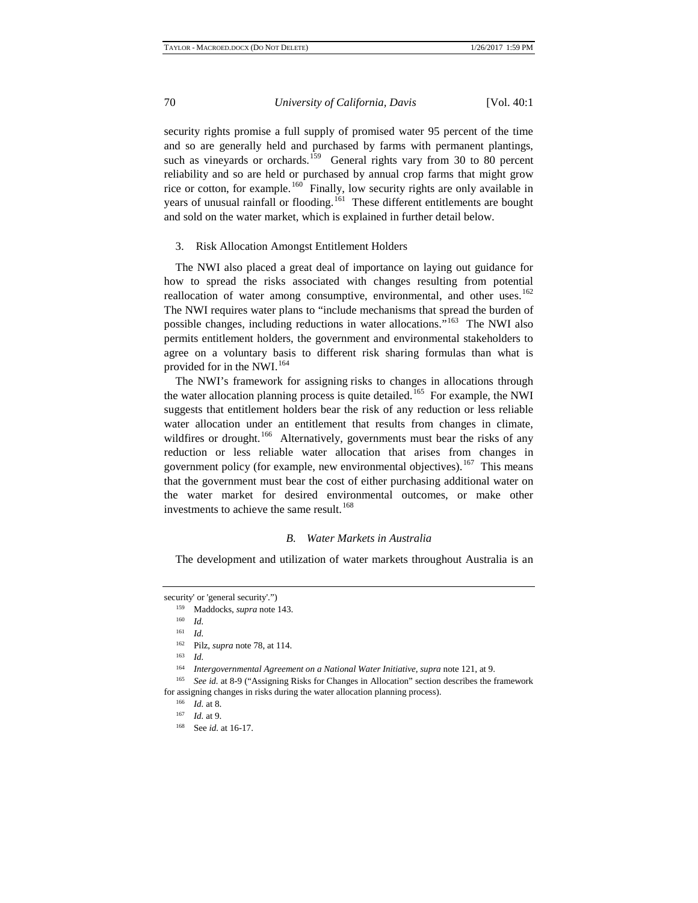security rights promise a full supply of promised water 95 percent of the time and so are generally held and purchased by farms with permanent plantings, such as vineyards or orchards.[159] General rights vary from 30 to 80 percent reliability and so are held or purchased by annual crop farms that might grow rice or cotton, for example.[160] Finally, low security rights are only available in years of unusual rainfall or flooding.[161] These different entitlements are bought and sold on the water market, which is explained in further detail below.

3. Risk Allocation Amongst Entitlement Holders

The NWI also placed a great deal of importance on laying out guidance for how to spread the risks associated with changes resulting from potential reallocation of water among consumptive, environmental, and other uses.[162] The NWI requires water plans to "include mechanisms that spread the burden of possible changes, including reductions in water allocations."[163] The NWI also permits entitlement holders, the government and environmental stakeholders to agree on a voluntary basis to different risk sharing formulas than what is provided for in the NWI.[164]

The NWI's framework for assigning risks to changes in allocations through the water allocation planning process is quite detailed.[165] For example, the NWI suggests that entitlement holders bear the risk of any reduction or less reliable water allocation under an entitlement that results from changes in climate, wildfires or drought.[166] Alternatively, governments must bear the risks of any reduction or less reliable water allocation that arises from changes in government policy (for example, new environmental objectives).[167] This means that the government must bear the cost of either purchasing additional water on the water market for desired environmental outcomes, or make other investments to achieve the same result.[168]

### *B. Water Markets in Australia*

The development and utilization of water markets throughout Australia is an

---

security' or 'general security'.")

[159] Maddocks, *supra* note 143.

[160] *Id.*

[161] *Id.*

[162] Pilz, *supra* note 78, at 114.

[163] *Id.*

[164] *Intergovernmental Agreement on a National Water Initiative*, *supra* note 121, at 9.

[165] *See id.* at 8-9 ("Assigning Risks for Changes in Allocation" section describes the framework for assigning changes in risks during the water allocation planning process).

[166] *Id.* at 8.

[167] *Id.* at 9.

[168] See *id.* at 16-17.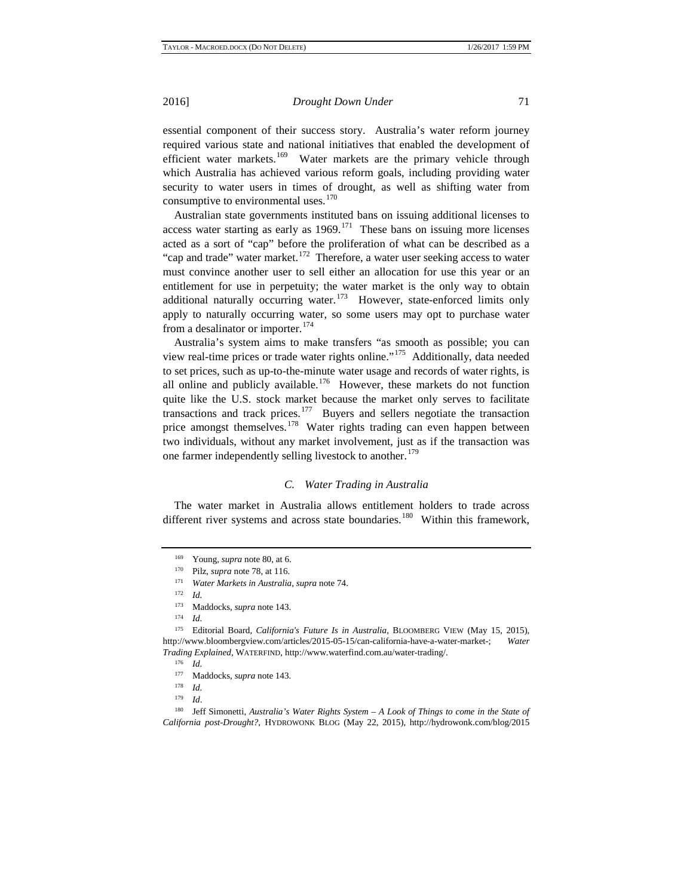essential component of their success story. Australia's water reform journey required various state and national initiatives that enabled the development of efficient water markets.[169] Water markets are the primary vehicle through which Australia has achieved various reform goals, including providing water security to water users in times of drought, as well as shifting water from consumptive to environmental uses.[170]

Australian state governments instituted bans on issuing additional licenses to access water starting as early as 1969.[171] These bans on issuing more licenses acted as a sort of "cap" before the proliferation of what can be described as a "cap and trade" water market.[172] Therefore, a water user seeking access to water must convince another user to sell either an allocation for use this year or an entitlement for use in perpetuity; the water market is the only way to obtain additional naturally occurring water.[173] However, state-enforced limits only apply to naturally occurring water, so some users may opt to purchase water from a desalinator or importer.[174]

Australia's system aims to make transfers "as smooth as possible; you can view real-time prices or trade water rights online."[175] Additionally, data needed to set prices, such as up-to-the-minute water usage and records of water rights, is all online and publicly available.[176] However, these markets do not function quite like the U.S. stock market because the market only serves to facilitate transactions and track prices.[177] Buyers and sellers negotiate the transaction price amongst themselves.[178] Water rights trading can even happen between two individuals, without any market involvement, just as if the transaction was one farmer independently selling livestock to another.[179]

### C. Water Trading in Australia

The water market in Australia allows entitlement holders to trade across different river systems and across state boundaries.[180] Within this framework,

---

169 Young, *supra* note 80, at 6.

170 Pilz, *supra* note 78, at 116.

171 *Water Markets in Australia*, *supra* note 74.

172 *Id.*

173 Maddocks, *supra* note 143.

174 *Id.*

175 Editorial Board, *California's Future Is in Australia*, BLOOMBERG VIEW (May 15, 2015), http://www.bloombergview.com/articles/2015-05-15/can-california-have-a-water-market-; *Water Trading Explained*, WATERFIND, http://www.waterfind.com.au/water-trading/.

176 *Id.*

177 Maddocks, *supra* note 143.

178 *Id.*

179 *Id*.

180 Jeff Simonetti, *Australia's Water Rights System – A Look of Things to come in the State of California post-Drought?*, HYDROWONK BLOG (May 22, 2015), http://hydrowonk.com/blog/2015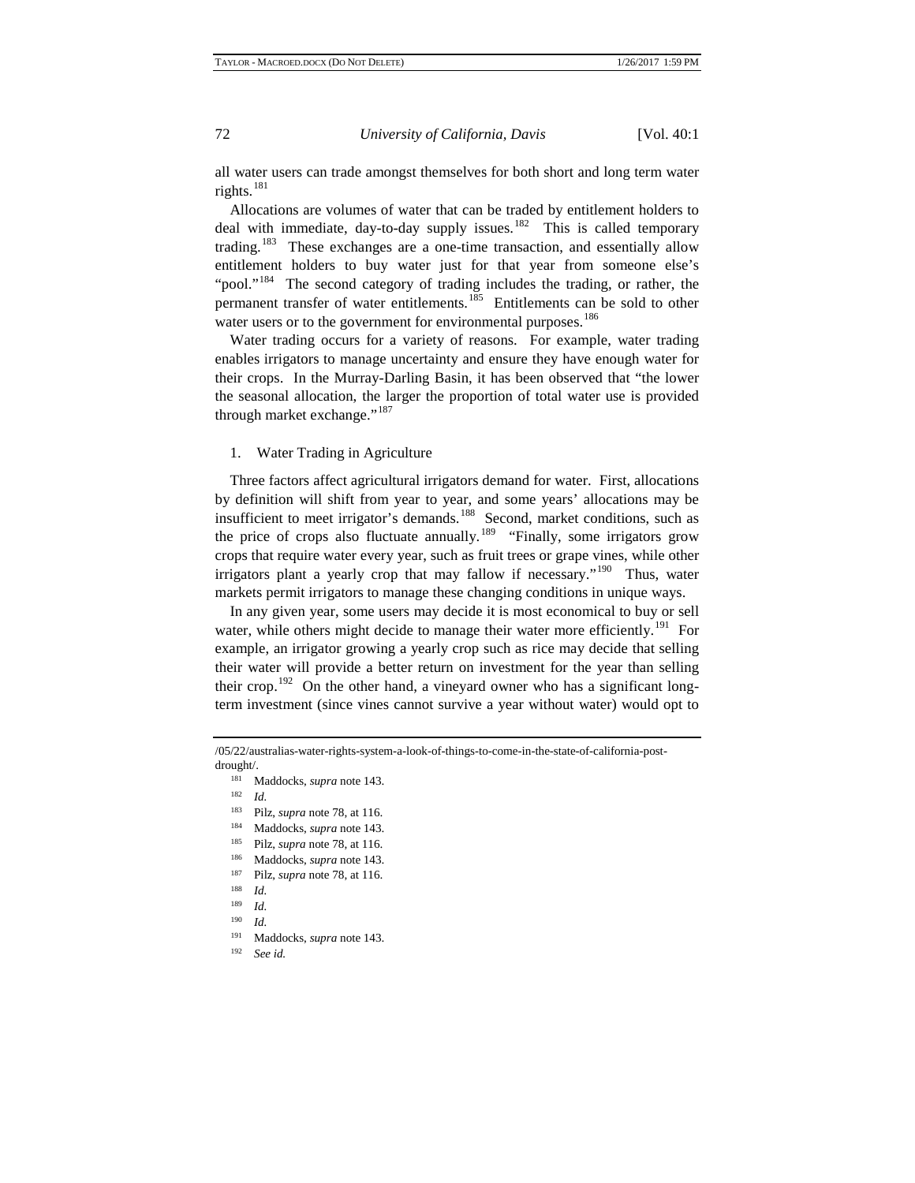all water users can trade amongst themselves for both short and long term water rights.[181]

Allocations are volumes of water that can be traded by entitlement holders to deal with immediate, day-to-day supply issues.[182] This is called temporary trading.[183] These exchanges are a one-time transaction, and essentially allow entitlement holders to buy water just for that year from someone else's "pool."[184] The second category of trading includes the trading, or rather, the permanent transfer of water entitlements.[185] Entitlements can be sold to other water users or to the government for environmental purposes.[186]

Water trading occurs for a variety of reasons. For example, water trading enables irrigators to manage uncertainty and ensure they have enough water for their crops. In the Murray-Darling Basin, it has been observed that "the lower the seasonal allocation, the larger the proportion of total water use is provided through market exchange."[187]

1. Water Trading in Agriculture

Three factors affect agricultural irrigators demand for water. First, allocations by definition will shift from year to year, and some years' allocations may be insufficient to meet irrigator's demands.[188] Second, market conditions, such as the price of crops also fluctuate annually.[189] "Finally, some irrigators grow crops that require water every year, such as fruit trees or grape vines, while other irrigators plant a yearly crop that may fallow if necessary."[190] Thus, water markets permit irrigators to manage these changing conditions in unique ways.

In any given year, some users may decide it is most economical to buy or sell water, while others might decide to manage their water more efficiently.[191] For example, an irrigator growing a yearly crop such as rice may decide that selling their water will provide a better return on investment for the year than selling their crop.[192] On the other hand, a vineyard owner who has a significant long-term investment (since vines cannot survive a year without water) would opt to

---

/05/22/australias-water-rights-system-a-look-of-things-to-come-in-the-state-of-california-post-drought/.

[181] Maddocks, *supra* note 143.
[182] *Id.*
[183] Pilz, *supra* note 78, at 116.
[184] Maddocks, *supra* note 143.
[185] Pilz, *supra* note 78, at 116.
[186] Maddocks, *supra* note 143.
[187] Pilz, *supra* note 78, at 116.
[188] *Id.*
[189] *Id.*
[190] *Id.*
[191] Maddocks, *supra* note 143.
[192] *See id.*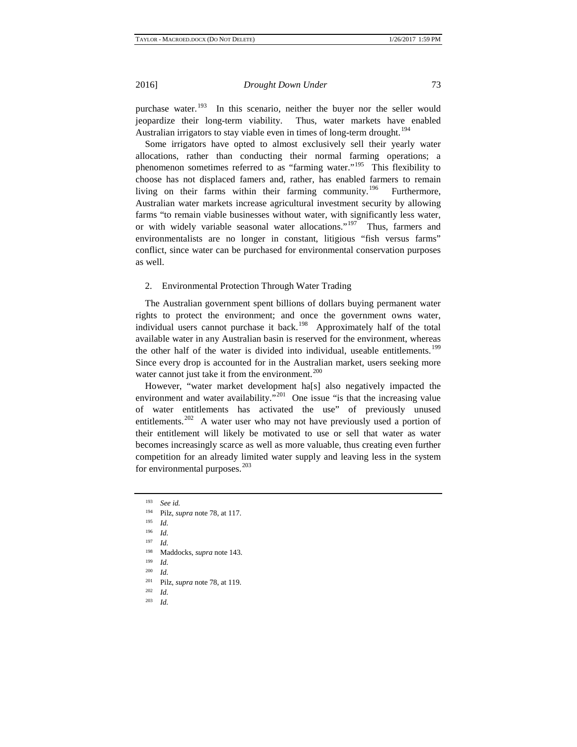purchase water.[193] In this scenario, neither the buyer nor the seller would jeopardize their long-term viability. Thus, water markets have enabled Australian irrigators to stay viable even in times of long-term drought.[194]

Some irrigators have opted to almost exclusively sell their yearly water allocations, rather than conducting their normal farming operations; a phenomenon sometimes referred to as "farming water."[195] This flexibility to choose has not displaced famers and, rather, has enabled farmers to remain living on their farms within their farming community.[196] Furthermore, Australian water markets increase agricultural investment security by allowing farms "to remain viable businesses without water, with significantly less water, or with widely variable seasonal water allocations."[197] Thus, farmers and environmentalists are no longer in constant, litigious "fish versus farms" conflict, since water can be purchased for environmental conservation purposes as well.

### 2. Environmental Protection Through Water Trading

The Australian government spent billions of dollars buying permanent water rights to protect the environment; and once the government owns water, individual users cannot purchase it back.[198] Approximately half of the total available water in any Australian basin is reserved for the environment, whereas the other half of the water is divided into individual, useable entitlements.[199] Since every drop is accounted for in the Australian market, users seeking more water cannot just take it from the environment.[200]

However, "water market development ha[s] also negatively impacted the environment and water availability."[201] One issue "is that the increasing value of water entitlements has activated the use" of previously unused entitlements.[202] A water user who may not have previously used a portion of their entitlement will likely be motivated to use or sell that water as water becomes increasingly scarce as well as more valuable, thus creating even further competition for an already limited water supply and leaving less in the system for environmental purposes.[203]

---

[193] *See id.*
[194] Pilz, *supra* note 78, at 117.
[195] *Id.*
[196] *Id.*
[197] *Id.*
[198] Maddocks, *supra* note 143.
[199] *Id.*
[200] *Id.*
[201] Pilz, *supra* note 78, at 119.
[202] *Id.*
[203] *Id.*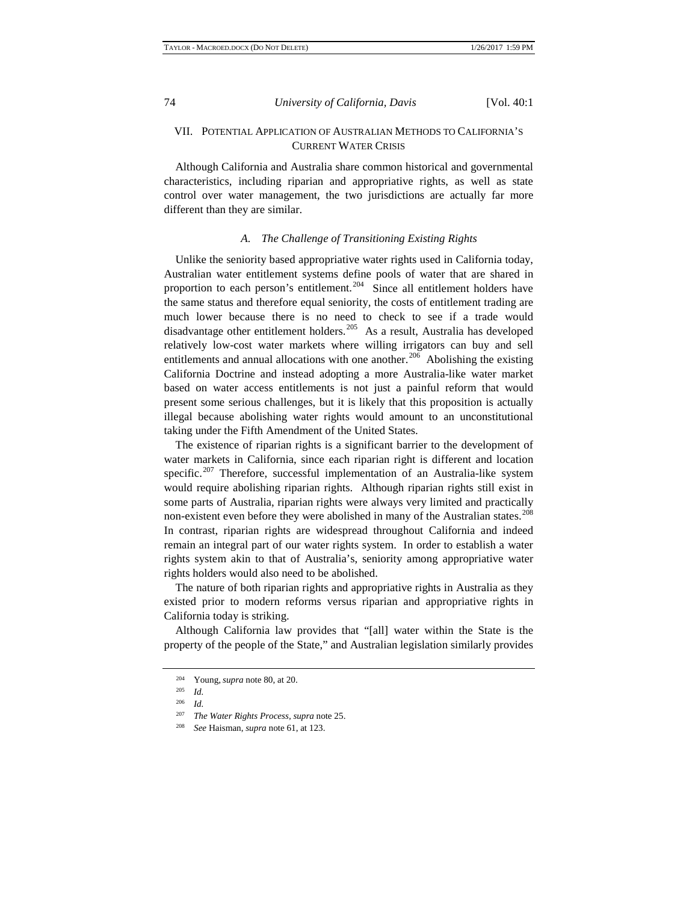## VII. POTENTIAL APPLICATION OF AUSTRALIAN METHODS TO CALIFORNIA'S CURRENT WATER CRISIS

Although California and Australia share common historical and governmental characteristics, including riparian and appropriative rights, as well as state control over water management, the two jurisdictions are actually far more different than they are similar.

### *A. The Challenge of Transitioning Existing Rights*

Unlike the seniority based appropriative water rights used in California today, Australian water entitlement systems define pools of water that are shared in proportion to each person's entitlement.[204] Since all entitlement holders have the same status and therefore equal seniority, the costs of entitlement trading are much lower because there is no need to check to see if a trade would disadvantage other entitlement holders.[205] As a result, Australia has developed relatively low-cost water markets where willing irrigators can buy and sell entitlements and annual allocations with one another.[206] Abolishing the existing California Doctrine and instead adopting a more Australia-like water market based on water access entitlements is not just a painful reform that would present some serious challenges, but it is likely that this proposition is actually illegal because abolishing water rights would amount to an unconstitutional taking under the Fifth Amendment of the United States.

The existence of riparian rights is a significant barrier to the development of water markets in California, since each riparian right is different and location specific.[207] Therefore, successful implementation of an Australia-like system would require abolishing riparian rights. Although riparian rights still exist in some parts of Australia, riparian rights were always very limited and practically non-existent even before they were abolished in many of the Australian states.[208] In contrast, riparian rights are widespread throughout California and indeed remain an integral part of our water rights system. In order to establish a water rights system akin to that of Australia's, seniority among appropriative water rights holders would also need to be abolished.

The nature of both riparian rights and appropriative rights in Australia as they existed prior to modern reforms versus riparian and appropriative rights in California today is striking.

Although California law provides that "[all] water within the State is the property of the people of the State," and Australian legislation similarly provides

---

[204] Young, *supra* note 80, at 20.

[205] *Id.*

[206] *Id.*

[207] *The Water Rights Process*, *supra* note 25.

[208] *See* Haisman, *supra* note 61, at 123.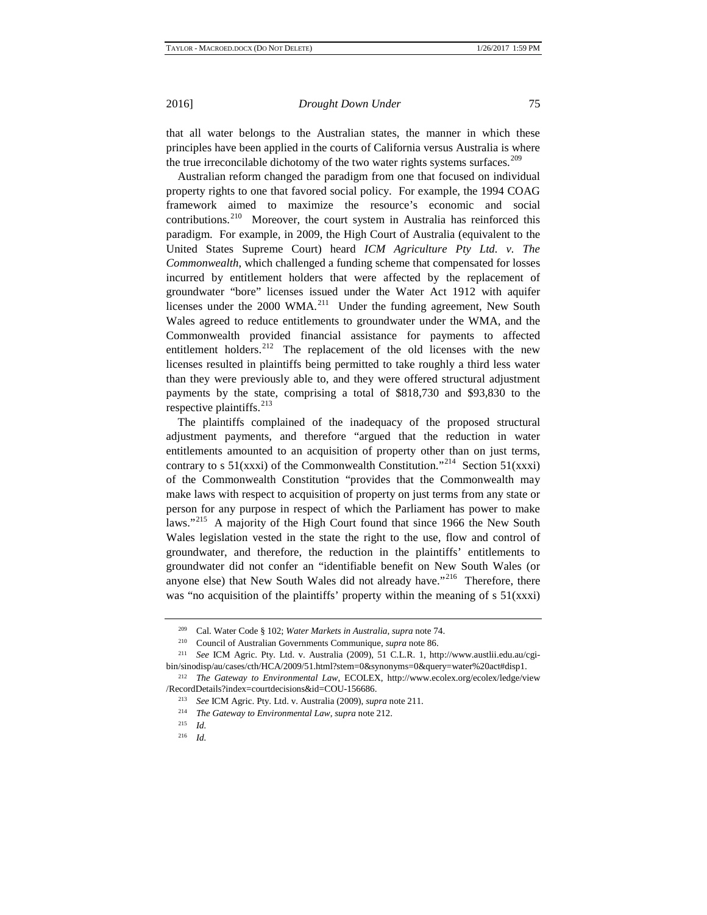that all water belongs to the Australian states, the manner in which these principles have been applied in the courts of California versus Australia is where the true irreconcilable dichotomy of the two water rights systems surfaces.[209]

Australian reform changed the paradigm from one that focused on individual property rights to one that favored social policy. For example, the 1994 COAG framework aimed to maximize the resource's economic and social contributions.[210] Moreover, the court system in Australia has reinforced this paradigm. For example, in 2009, the High Court of Australia (equivalent to the United States Supreme Court) heard *ICM Agriculture Pty Ltd. v. The Commonwealth*, which challenged a funding scheme that compensated for losses incurred by entitlement holders that were affected by the replacement of groundwater "bore" licenses issued under the Water Act 1912 with aquifer licenses under the 2000 WMA.[211] Under the funding agreement, New South Wales agreed to reduce entitlements to groundwater under the WMA, and the Commonwealth provided financial assistance for payments to affected entitlement holders.[212] The replacement of the old licenses with the new licenses resulted in plaintiffs being permitted to take roughly a third less water than they were previously able to, and they were offered structural adjustment payments by the state, comprising a total of $818,730 and $93,830 to the respective plaintiffs.[213]

The plaintiffs complained of the inadequacy of the proposed structural adjustment payments, and therefore "argued that the reduction in water entitlements amounted to an acquisition of property other than on just terms, contrary to s 51(xxxi) of the Commonwealth Constitution."[214] Section 51(xxxi) of the Commonwealth Constitution "provides that the Commonwealth may make laws with respect to acquisition of property on just terms from any state or person for any purpose in respect of which the Parliament has power to make laws."[215] A majority of the High Court found that since 1966 the New South Wales legislation vested in the state the right to the use, flow and control of groundwater, and therefore, the reduction in the plaintiffs' entitlements to groundwater did not confer an "identifiable benefit on New South Wales (or anyone else) that New South Wales did not already have."[216] Therefore, there was "no acquisition of the plaintiffs' property within the meaning of s 51(xxxi)

---

[209] Cal. Water Code § 102; *Water Markets in Australia*, *supra* note 74.

[210] Council of Australian Governments Communique, *supra* note 86.

[211] *See* ICM Agric. Pty. Ltd. v. Australia (2009), 51 C.L.R. 1, http://www.austlii.edu.au/cgi-bin/sinodisp/au/cases/cth/HCA/2009/51.html?stem=0&synonyms=0&query=water%20act#disp1.

[212] *The Gateway to Environmental Law*, ECOLEX, http://www.ecolex.org/ecolex/ledge/view/RecordDetails?index=courtdecisions&id=COU-156686.

[213] *See* ICM Agric. Pty. Ltd. v. Australia (2009), *supra* note 211.

[214] *The Gateway to Environmental Law*, *supra* note 212.

[215] *Id.*

[216] *Id.*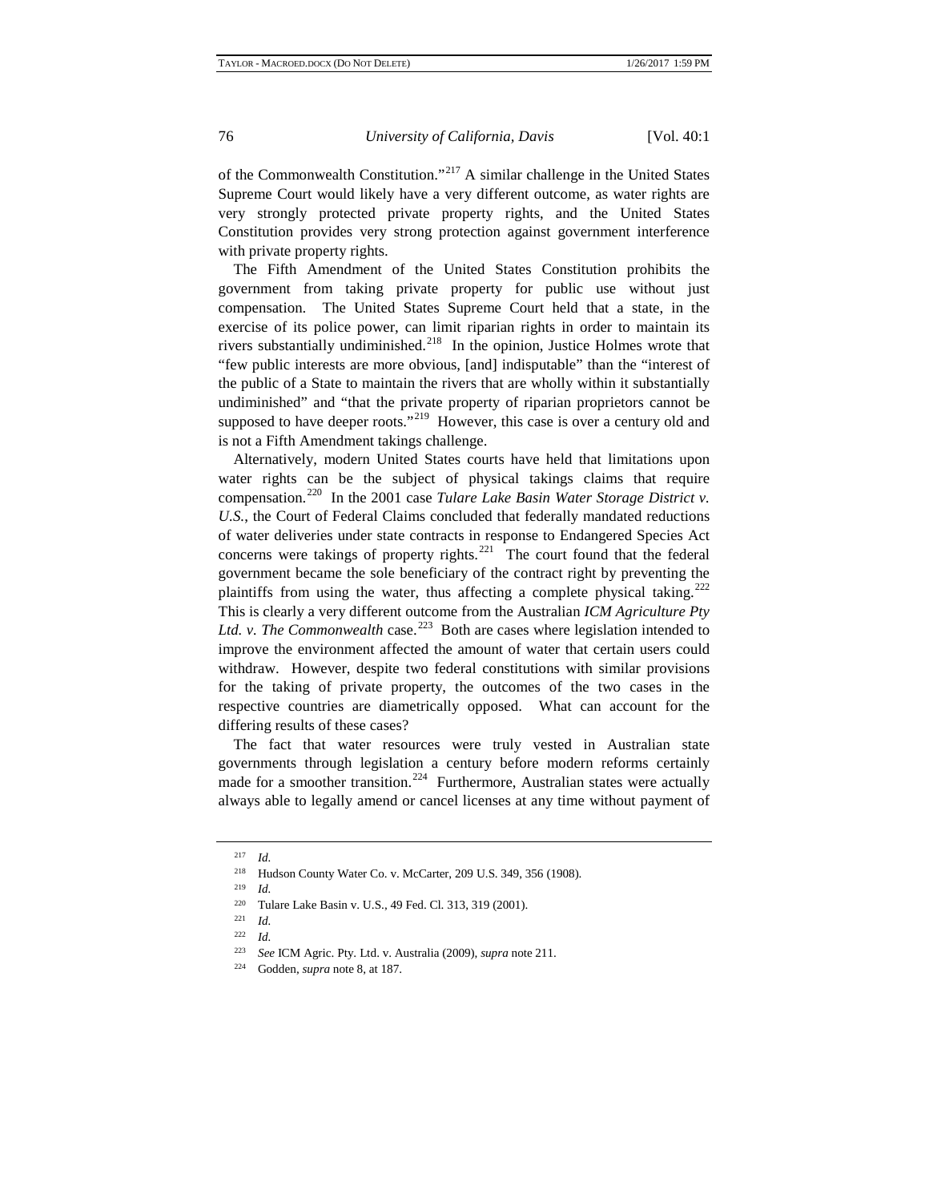of the Commonwealth Constitution."[217] A similar challenge in the United States Supreme Court would likely have a very different outcome, as water rights are very strongly protected private property rights, and the United States Constitution provides very strong protection against government interference with private property rights.

The Fifth Amendment of the United States Constitution prohibits the government from taking private property for public use without just compensation. The United States Supreme Court held that a state, in the exercise of its police power, can limit riparian rights in order to maintain its rivers substantially undiminished.[218] In the opinion, Justice Holmes wrote that "few public interests are more obvious, [and] indisputable" than the "interest of the public of a State to maintain the rivers that are wholly within it substantially undiminished" and "that the private property of riparian proprietors cannot be supposed to have deeper roots."[219] However, this case is over a century old and is not a Fifth Amendment takings challenge.

Alternatively, modern United States courts have held that limitations upon water rights can be the subject of physical takings claims that require compensation.[220] In the 2001 case *Tulare Lake Basin Water Storage District v. U.S.*, the Court of Federal Claims concluded that federally mandated reductions of water deliveries under state contracts in response to Endangered Species Act concerns were takings of property rights.[221] The court found that the federal government became the sole beneficiary of the contract right by preventing the plaintiffs from using the water, thus affecting a complete physical taking.[222] This is clearly a very different outcome from the Australian *ICM Agriculture Pty Ltd. v. The Commonwealth* case.[223] Both are cases where legislation intended to improve the environment affected the amount of water that certain users could withdraw. However, despite two federal constitutions with similar provisions for the taking of private property, the outcomes of the two cases in the respective countries are diametrically opposed. What can account for the differing results of these cases?

The fact that water resources were truly vested in Australian state governments through legislation a century before modern reforms certainly made for a smoother transition.[224] Furthermore, Australian states were actually always able to legally amend or cancel licenses at any time without payment of

---

[217] *Id.*

[218] Hudson County Water Co. v. McCarter, 209 U.S. 349, 356 (1908).

[219] *Id.*

[220] Tulare Lake Basin v. U.S., 49 Fed. Cl. 313, 319 (2001).

[221] *Id.*

[222] *Id.*

[223] *See* ICM Agric. Pty. Ltd. v. Australia (2009), *supra* note 211.

[224] Godden, *supra* note 8, at 187.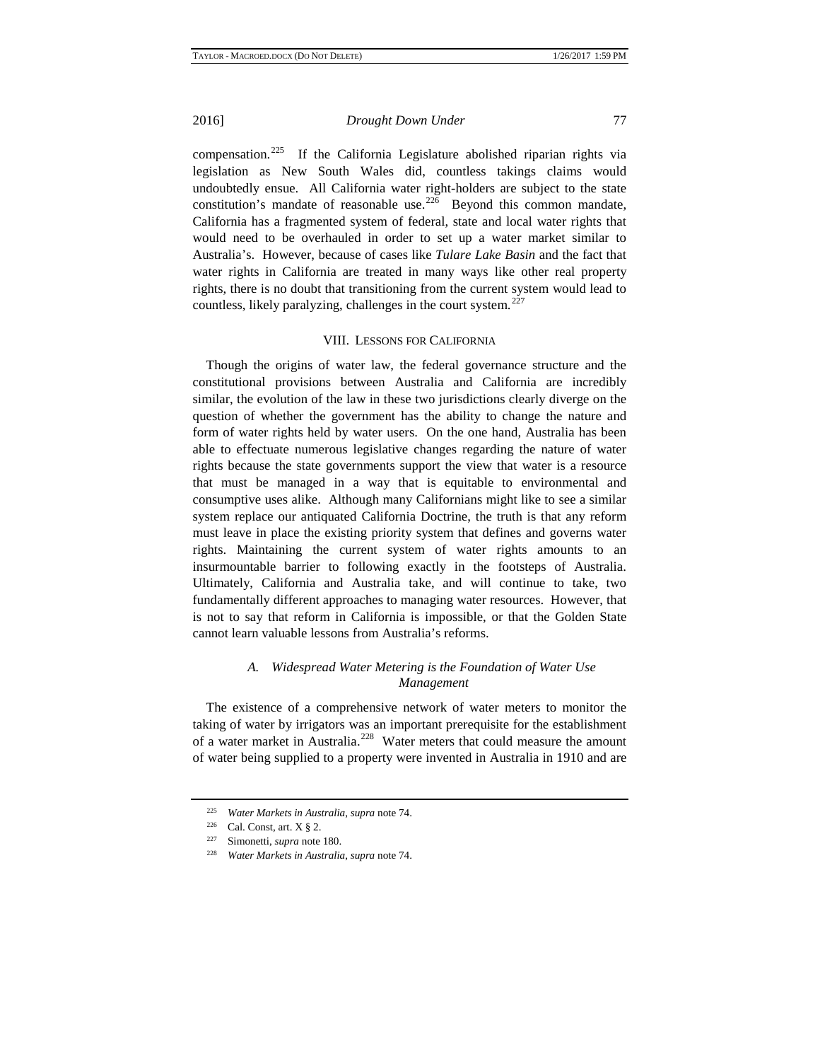compensation.[225] If the California Legislature abolished riparian rights via legislation as New South Wales did, countless takings claims would undoubtedly ensue. All California water right-holders are subject to the state constitution's mandate of reasonable use.[226] Beyond this common mandate, California has a fragmented system of federal, state and local water rights that would need to be overhauled in order to set up a water market similar to Australia's. However, because of cases like *Tulare Lake Basin* and the fact that water rights in California are treated in many ways like other real property rights, there is no doubt that transitioning from the current system would lead to countless, likely paralyzing, challenges in the court system.[227]

## VIII. Lessons for California

Though the origins of water law, the federal governance structure and the constitutional provisions between Australia and California are incredibly similar, the evolution of the law in these two jurisdictions clearly diverge on the question of whether the government has the ability to change the nature and form of water rights held by water users. On the one hand, Australia has been able to effectuate numerous legislative changes regarding the nature of water rights because the state governments support the view that water is a resource that must be managed in a way that is equitable to environmental and consumptive uses alike. Although many Californians might like to see a similar system replace our antiquated California Doctrine, the truth is that any reform must leave in place the existing priority system that defines and governs water rights. Maintaining the current system of water rights amounts to an insurmountable barrier to following exactly in the footsteps of Australia. Ultimately, California and Australia take, and will continue to take, two fundamentally different approaches to managing water resources. However, that is not to say that reform in California is impossible, or that the Golden State cannot learn valuable lessons from Australia's reforms.

### A. *Widespread Water Metering is the Foundation of Water Use Management*

The existence of a comprehensive network of water meters to monitor the taking of water by irrigators was an important prerequisite for the establishment of a water market in Australia.[228] Water meters that could measure the amount of water being supplied to a property were invented in Australia in 1910 and are

---

[225] *Water Markets in Australia*, *supra* note 74.

[226] Cal. Const, art. X § 2.

[227] Simonetti, *supra* note 180.

[228] *Water Markets in Australia*, *supra* note 74.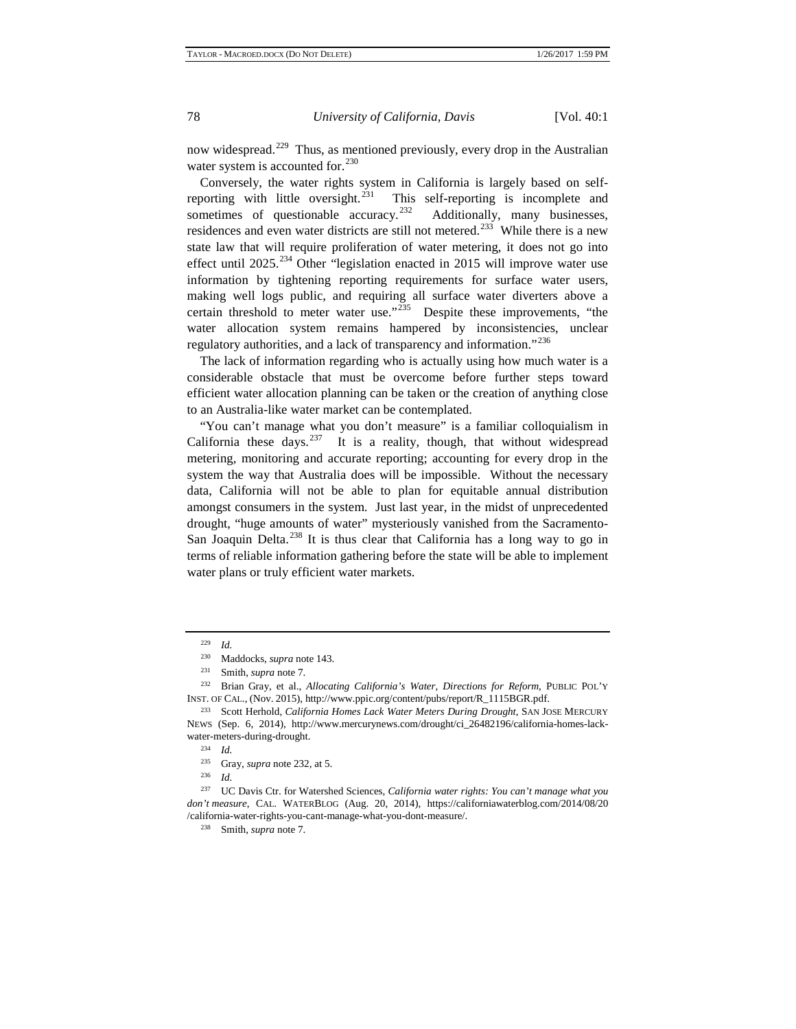now widespread.[229] Thus, as mentioned previously, every drop in the Australian water system is accounted for.[230]

Conversely, the water rights system in California is largely based on self-reporting with little oversight.[231] This self-reporting is incomplete and sometimes of questionable accuracy.[232] Additionally, many businesses, residences and even water districts are still not metered.[233] While there is a new state law that will require proliferation of water metering, it does not go into effect until 2025.[234] Other "legislation enacted in 2015 will improve water use information by tightening reporting requirements for surface water users, making well logs public, and requiring all surface water diverters above a certain threshold to meter water use."[235] Despite these improvements, "the water allocation system remains hampered by inconsistencies, unclear regulatory authorities, and a lack of transparency and information."[236]

The lack of information regarding who is actually using how much water is a considerable obstacle that must be overcome before further steps toward efficient water allocation planning can be taken or the creation of anything close to an Australia-like water market can be contemplated.

"You can't manage what you don't measure" is a familiar colloquialism in California these days.[237] It is a reality, though, that without widespread metering, monitoring and accurate reporting; accounting for every drop in the system the way that Australia does will be impossible. Without the necessary data, California will not be able to plan for equitable annual distribution amongst consumers in the system. Just last year, in the midst of unprecedented drought, "huge amounts of water" mysteriously vanished from the Sacramento-San Joaquin Delta.[238] It is thus clear that California has a long way to go in terms of reliable information gathering before the state will be able to implement water plans or truly efficient water markets.

---

[229] *Id.*

[230] Maddocks, *supra* note 143.

[231] Smith, *supra* note 7.

[232] Brian Gray, et al., *Allocating California's Water, Directions for Reform*, PUBLIC POL'Y INST. OF CAL., (Nov. 2015), http://www.ppic.org/content/pubs/report/R_1115BGR.pdf.

[233] Scott Herhold, *California Homes Lack Water Meters During Drought*, SAN JOSE MERCURY NEWS (Sep. 6, 2014), http://www.mercurynews.com/drought/ci_26482196/california-homes-lack-water-meters-during-drought.

[234] *Id.*

[235] Gray, *supra* note 232, at 5.

[236] *Id.*

[237] UC Davis Ctr. for Watershed Sciences, *California water rights: You can't manage what you don't measure*, CAL. WATERBLOG (Aug. 20, 2014), https://californiawaterblog.com/2014/08/20/california-water-rights-you-cant-manage-what-you-dont-measure/.

[238] Smith, *supra* note 7.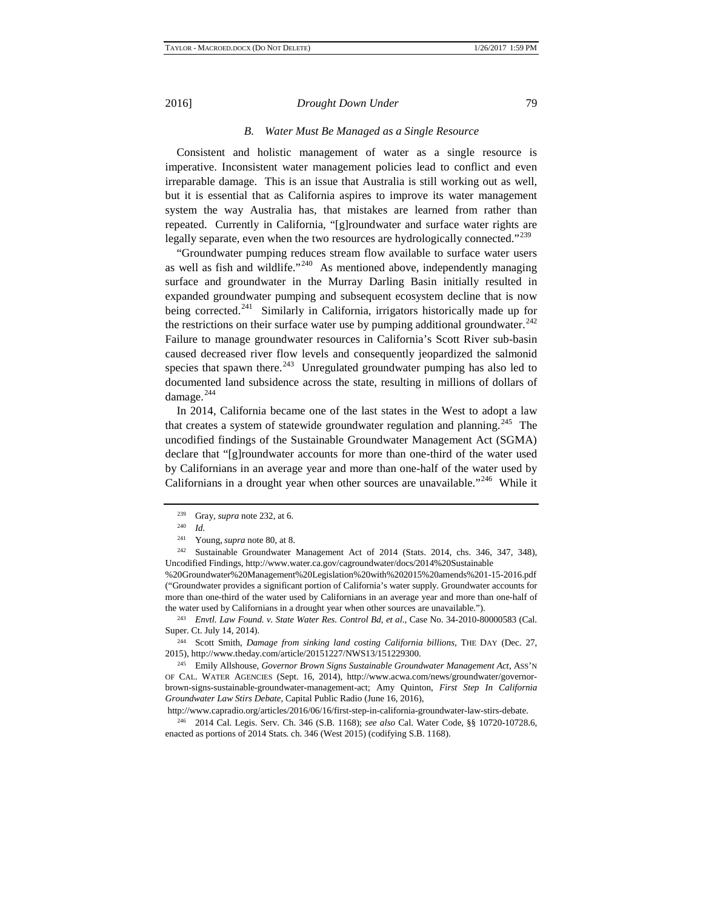### B. Water Must Be Managed as a Single Resource

Consistent and holistic management of water as a single resource is imperative. Inconsistent water management policies lead to conflict and even irreparable damage. This is an issue that Australia is still working out as well, but it is essential that as California aspires to improve its water management system the way Australia has, that mistakes are learned from rather than repeated. Currently in California, "[g]roundwater and surface water rights are legally separate, even when the two resources are hydrologically connected."[239]

"Groundwater pumping reduces stream flow available to surface water users as well as fish and wildlife."[240] As mentioned above, independently managing surface and groundwater in the Murray Darling Basin initially resulted in expanded groundwater pumping and subsequent ecosystem decline that is now being corrected.[241] Similarly in California, irrigators historically made up for the restrictions on their surface water use by pumping additional groundwater.[242] Failure to manage groundwater resources in California's Scott River sub-basin caused decreased river flow levels and consequently jeopardized the salmonid species that spawn there.[243] Unregulated groundwater pumping has also led to documented land subsidence across the state, resulting in millions of dollars of damage.[244]

In 2014, California became one of the last states in the West to adopt a law that creates a system of statewide groundwater regulation and planning.[245] The uncodified findings of the Sustainable Groundwater Management Act (SGMA) declare that "[g]roundwater accounts for more than one-third of the water used by Californians in an average year and more than one-half of the water used by Californians in a drought year when other sources are unavailable."[246] While it

---

[239] Gray, *supra* note 232, at 6.

[240] *Id.*

[241] Young, *supra* note 80, at 8.

[242] Sustainable Groundwater Management Act of 2014 (Stats. 2014, chs. 346, 347, 348), Uncodified Findings, http://www.water.ca.gov/cagroundwater/docs/2014%20Sustainable%20Groundwater%20Management%20Legislation%20with%202015%20amends%201-15-2016.pdf ("Groundwater provides a significant portion of California's water supply. Groundwater accounts for more than one-third of the water used by Californians in an average year and more than one-half of the water used by Californians in a drought year when other sources are unavailable.").

[243] *Envtl. Law Found. v. State Water Res. Control Bd, et al.*, Case No. 34-2010-80000583 (Cal. Super. Ct. July 14, 2014).

[244] Scott Smith, *Damage from sinking land costing California billions*, THE DAY (Dec. 27, 2015), http://www.theday.com/article/20151227/NWS13/151229300.

[245] Emily Allshouse, *Governor Brown Signs Sustainable Groundwater Management Act*, ASS'N OF CAL. WATER AGENCIES (Sept. 16, 2014), http://www.acwa.com/news/groundwater/governor-brown-signs-sustainable-groundwater-management-act; Amy Quinton, *First Step In California Groundwater Law Stirs Debate*, Capital Public Radio (June 16, 2016), http://www.capradio.org/articles/2016/06/16/first-step-in-california-groundwater-law-stirs-debate.

[246] 2014 Cal. Legis. Serv. Ch. 346 (S.B. 1168); *see also* Cal. Water Code, §§ 10720-10728.6, enacted as portions of 2014 Stats. ch. 346 (West 2015) (codifying S.B. 1168).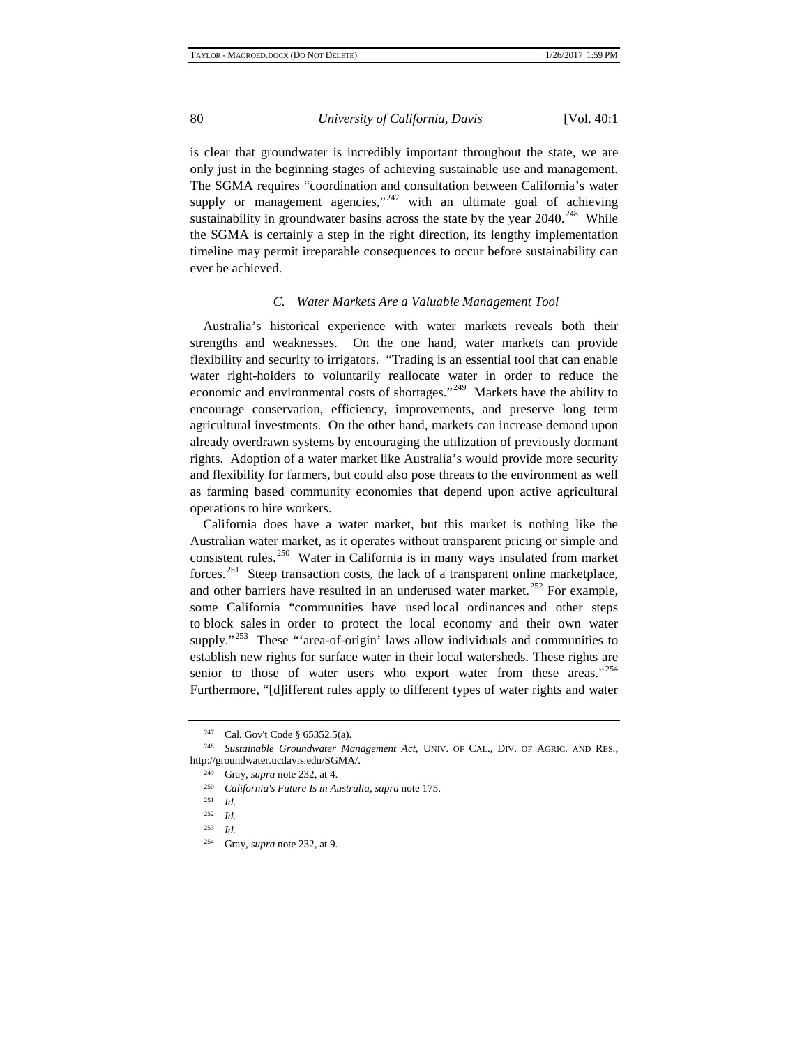is clear that groundwater is incredibly important throughout the state, we are only just in the beginning stages of achieving sustainable use and management. The SGMA requires "coordination and consultation between California's water supply or management agencies,"[247] with an ultimate goal of achieving sustainability in groundwater basins across the state by the year 2040.[248] While the SGMA is certainly a step in the right direction, its lengthy implementation timeline may permit irreparable consequences to occur before sustainability can ever be achieved.

### *C. Water Markets Are a Valuable Management Tool*

Australia's historical experience with water markets reveals both their strengths and weaknesses. On the one hand, water markets can provide flexibility and security to irrigators. "Trading is an essential tool that can enable water right-holders to voluntarily reallocate water in order to reduce the economic and environmental costs of shortages."[249] Markets have the ability to encourage conservation, efficiency, improvements, and preserve long term agricultural investments. On the other hand, markets can increase demand upon already overdrawn systems by encouraging the utilization of previously dormant rights. Adoption of a water market like Australia's would provide more security and flexibility for farmers, but could also pose threats to the environment as well as farming based community economies that depend upon active agricultural operations to hire workers.

California does have a water market, but this market is nothing like the Australian water market, as it operates without transparent pricing or simple and consistent rules.[250] Water in California is in many ways insulated from market forces.[251] Steep transaction costs, the lack of a transparent online marketplace, and other barriers have resulted in an underused water market.[252] For example, some California "communities have used local ordinances and other steps to block sales in order to protect the local economy and their own water supply."[253] These "'area-of-origin' laws allow individuals and communities to establish new rights for surface water in their local watersheds. These rights are senior to those of water users who export water from these areas."[254] Furthermore, "[d]ifferent rules apply to different types of water rights and water

---

[247] Cal. Gov't Code § 65352.5(a).

[248] *Sustainable Groundwater Management Act*, UNIV. OF CAL., DIV. OF AGRIC. AND RES., http://groundwater.ucdavis.edu/SGMA/.

[249] Gray, *supra* note 232, at 4.

[250] *California's Future Is in Australia*, *supra* note 175.

[251] *Id.*

[252] *Id.*

[253] *Id.*

[254] Gray, *supra* note 232, at 9.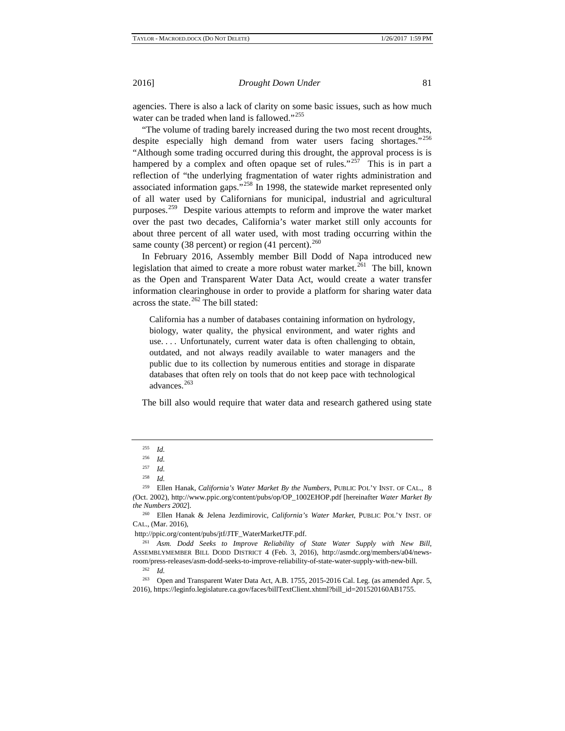agencies. There is also a lack of clarity on some basic issues, such as how much water can be traded when land is fallowed."[255]

"The volume of trading barely increased during the two most recent droughts, despite especially high demand from water users facing shortages."[256] "Although some trading occurred during this drought, the approval process is is hampered by a complex and often opaque set of rules."[257] This is in part a reflection of "the underlying fragmentation of water rights administration and associated information gaps."[258] In 1998, the statewide market represented only of all water used by Californians for municipal, industrial and agricultural purposes.[259] Despite various attempts to reform and improve the water market over the past two decades, California's water market still only accounts for about three percent of all water used, with most trading occurring within the same county (38 percent) or region (41 percent).[260]

In February 2016, Assembly member Bill Dodd of Napa introduced new legislation that aimed to create a more robust water market.[261] The bill, known as the Open and Transparent Water Data Act, would create a water transfer information clearinghouse in order to provide a platform for sharing water data across the state.[262] The bill stated:

> California has a number of databases containing information on hydrology, biology, water quality, the physical environment, and water rights and use. . . . Unfortunately, current water data is often challenging to obtain, outdated, and not always readily available to water managers and the public due to its collection by numerous entities and storage in disparate databases that often rely on tools that do not keep pace with technological advances.[263]

The bill also would require that water data and research gathered using state

---

[255] *Id.*

[256] *Id.*

[257] *Id.*

[258] *Id.*

[259] Ellen Hanak, *California's Water Market By the Numbers*, PUBLIC POL'Y INST. OF CAL., 8 (Oct. 2002), http://www.ppic.org/content/pubs/op/OP_1002EHOP.pdf [hereinafter *Water Market By the Numbers 2002*].

[260] Ellen Hanak & Jelena Jezdimirovic, *California's Water Market*, PUBLIC POL'Y INST. OF CAL., (Mar. 2016), http://ppic.org/content/pubs/jtf/JTF_WaterMarketJTF.pdf.

[261] *Asm. Dodd Seeks to Improve Reliability of State Water Supply with New Bill*, ASSEMBLYMEMBER BILL DODD DISTRICT 4 (Feb. 3, 2016), http://asmdc.org/members/a04/news-room/press-releases/asm-dodd-seeks-to-improve-reliability-of-state-water-supply-with-new-bill.

[262] *Id.*

[263] Open and Transparent Water Data Act, A.B. 1755, 2015-2016 Cal. Leg. (as amended Apr. 5, 2016), https://leginfo.legislature.ca.gov/faces/billTextClient.xhtml?bill_id=201520160AB1755.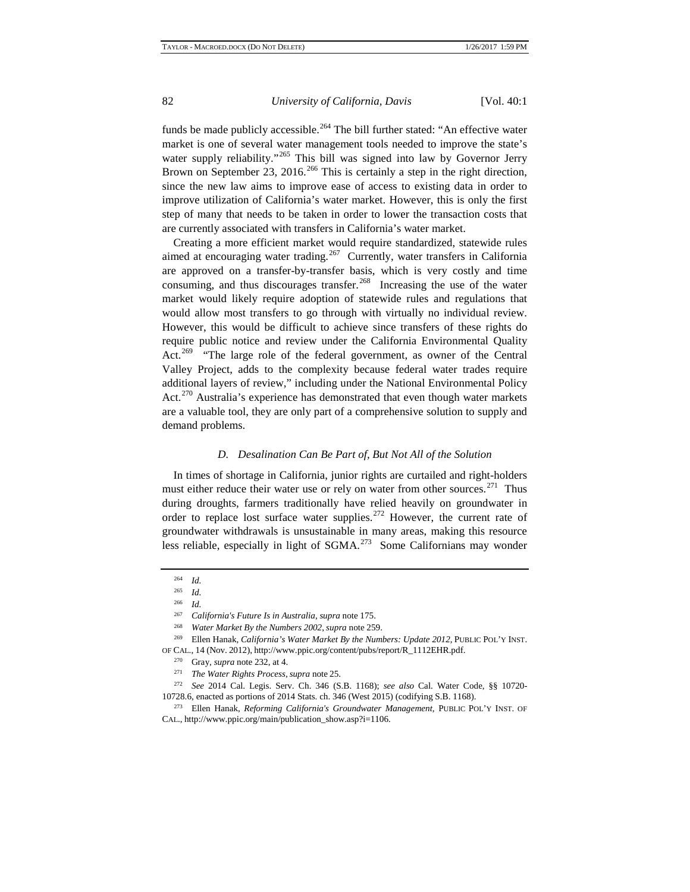funds be made publicly accessible.[264] The bill further stated: "An effective water market is one of several water management tools needed to improve the state's water supply reliability."[265] This bill was signed into law by Governor Jerry Brown on September 23, 2016.[266] This is certainly a step in the right direction, since the new law aims to improve ease of access to existing data in order to improve utilization of California's water market. However, this is only the first step of many that needs to be taken in order to lower the transaction costs that are currently associated with transfers in California's water market.

Creating a more efficient market would require standardized, statewide rules aimed at encouraging water trading.[267] Currently, water transfers in California are approved on a transfer-by-transfer basis, which is very costly and time consuming, and thus discourages transfer.[268] Increasing the use of the water market would likely require adoption of statewide rules and regulations that would allow most transfers to go through with virtually no individual review. However, this would be difficult to achieve since transfers of these rights do require public notice and review under the California Environmental Quality Act.[269] "The large role of the federal government, as owner of the Central Valley Project, adds to the complexity because federal water trades require additional layers of review," including under the National Environmental Policy Act.[270] Australia's experience has demonstrated that even though water markets are a valuable tool, they are only part of a comprehensive solution to supply and demand problems.

### *D. Desalination Can Be Part of, But Not All of the Solution*

In times of shortage in California, junior rights are curtailed and right-holders must either reduce their water use or rely on water from other sources.[271] Thus during droughts, farmers traditionally have relied heavily on groundwater in order to replace lost surface water supplies.[272] However, the current rate of groundwater withdrawals is unsustainable in many areas, making this resource less reliable, especially in light of SGMA.[273] Some Californians may wonder

---

[264] *Id.*

[265] *Id.*

[266] *Id.*

[267] *California's Future Is in Australia*, *supra* note 175.

[268] *Water Market By the Numbers 2002*, *supra* note 259.

[269] Ellen Hanak, *California's Water Market By the Numbers: Update 2012*, PUBLIC POL'Y INST. OF CAL., 14 (Nov. 2012), http://www.ppic.org/content/pubs/report/R_1112EHR.pdf.

[270] Gray, *supra* note 232, at 4.

[271] *The Water Rights Process*, *supra* note 25.

[272] *See* 2014 Cal. Legis. Serv. Ch. 346 (S.B. 1168); *see also* Cal. Water Code, §§ 10720-10728.6, enacted as portions of 2014 Stats. ch. 346 (West 2015) (codifying S.B. 1168).

[273] Ellen Hanak, *Reforming California's Groundwater Management*, PUBLIC POL'Y INST. OF CAL., http://www.ppic.org/main/publication_show.asp?i=1106.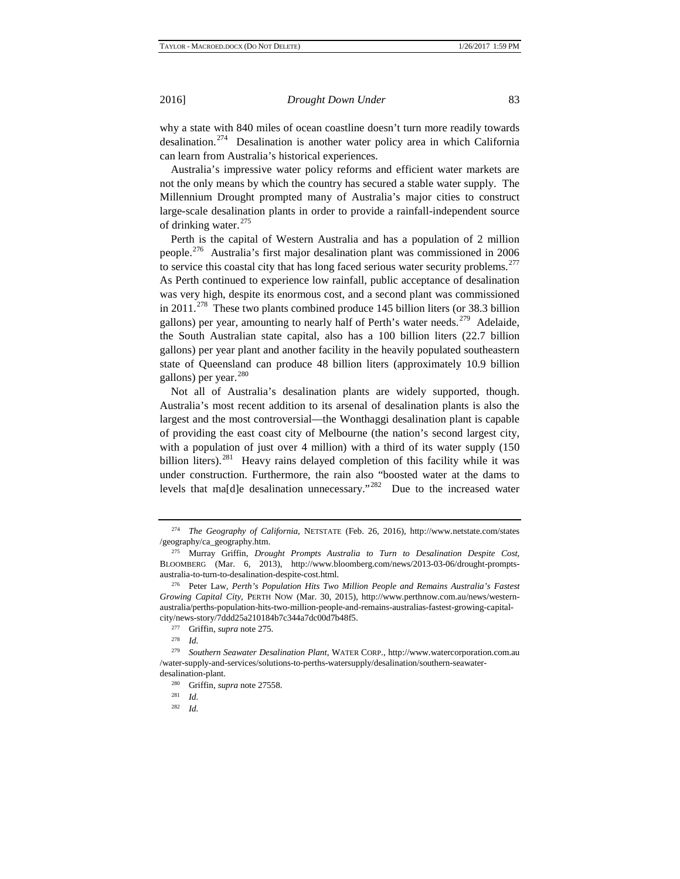why a state with 840 miles of ocean coastline doesn't turn more readily towards desalination.[274] Desalination is another water policy area in which California can learn from Australia's historical experiences.

Australia's impressive water policy reforms and efficient water markets are not the only means by which the country has secured a stable water supply. The Millennium Drought prompted many of Australia's major cities to construct large-scale desalination plants in order to provide a rainfall-independent source of drinking water.[275]

Perth is the capital of Western Australia and has a population of 2 million people.[276] Australia's first major desalination plant was commissioned in 2006 to service this coastal city that has long faced serious water security problems.[277] As Perth continued to experience low rainfall, public acceptance of desalination was very high, despite its enormous cost, and a second plant was commissioned in 2011.[278] These two plants combined produce 145 billion liters (or 38.3 billion gallons) per year, amounting to nearly half of Perth's water needs.[279] Adelaide, the South Australian state capital, also has a 100 billion liters (22.7 billion gallons) per year plant and another facility in the heavily populated southeastern state of Queensland can produce 48 billion liters (approximately 10.9 billion gallons) per year.[280]

Not all of Australia's desalination plants are widely supported, though. Australia's most recent addition to its arsenal of desalination plants is also the largest and the most controversial—the Wonthaggi desalination plant is capable of providing the east coast city of Melbourne (the nation's second largest city, with a population of just over 4 million) with a third of its water supply (150 billion liters).[281] Heavy rains delayed completion of this facility while it was under construction. Furthermore, the rain also "boosted water at the dams to levels that ma[d]e desalination unnecessary."[282] Due to the increased water

---

[274] *The Geography of California*, NETSTATE (Feb. 26, 2016), http://www.netstate.com/states/geography/ca_geography.htm.

[275] Murray Griffin, *Drought Prompts Australia to Turn to Desalination Despite Cost*, BLOOMBERG (Mar. 6, 2013), http://www.bloomberg.com/news/2013-03-06/drought-prompts-australia-to-turn-to-desalination-despite-cost.html.

[276] Peter Law, *Perth's Population Hits Two Million People and Remains Australia's Fastest Growing Capital City*, PERTH NOW (Mar. 30, 2015), http://www.perthnow.com.au/news/western-australia/perths-population-hits-two-million-people-and-remains-australias-fastest-growing-capital-city/news-story/7ddd25a210184b7c344a7dc00d7b48f5.

[277] Griffin, *supra* note 275.

[278] *Id.*

[279] *Southern Seawater Desalination Plant*, WATER CORP., http://www.watercorporation.com.au/water-supply-and-services/solutions-to-perths-watersupply/desalination/southern-seawater-desalination-plant.

[280] Griffin, *supra* note 27558.

[281] *Id.*

[282] *Id.*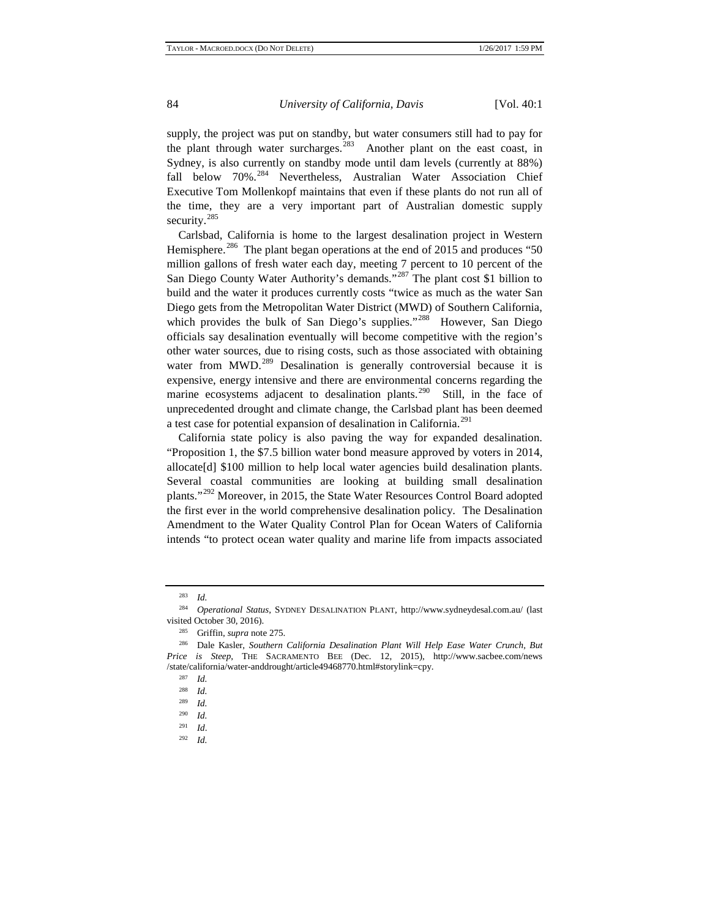supply, the project was put on standby, but water consumers still had to pay for the plant through water surcharges.[283] Another plant on the east coast, in Sydney, is also currently on standby mode until dam levels (currently at 88%) fall below 70%.[284] Nevertheless, Australian Water Association Chief Executive Tom Mollenkopf maintains that even if these plants do not run all of the time, they are a very important part of Australian domestic supply security.[285]

Carlsbad, California is home to the largest desalination project in Western Hemisphere.[286] The plant began operations at the end of 2015 and produces "50 million gallons of fresh water each day, meeting 7 percent to 10 percent of the San Diego County Water Authority's demands."[287] The plant cost $1 billion to build and the water it produces currently costs "twice as much as the water San Diego gets from the Metropolitan Water District (MWD) of Southern California, which provides the bulk of San Diego's supplies."[288] However, San Diego officials say desalination eventually will become competitive with the region's other water sources, due to rising costs, such as those associated with obtaining water from MWD.[289] Desalination is generally controversial because it is expensive, energy intensive and there are environmental concerns regarding the marine ecosystems adjacent to desalination plants.[290] Still, in the face of unprecedented drought and climate change, the Carlsbad plant has been deemed a test case for potential expansion of desalination in California.[291]

California state policy is also paving the way for expanded desalination. "Proposition 1, the $7.5 billion water bond measure approved by voters in 2014, allocate[d] $100 million to help local water agencies build desalination plants. Several coastal communities are looking at building small desalination plants."[292] Moreover, in 2015, the State Water Resources Control Board adopted the first ever in the world comprehensive desalination policy. The Desalination Amendment to the Water Quality Control Plan for Ocean Waters of California intends "to protect ocean water quality and marine life from impacts associated

---

[283] *Id.*

[284] *Operational Status*, SYDNEY DESALINATION PLANT, http://www.sydneydesal.com.au/ (last visited October 30, 2016).

[285] Griffin, *supra* note 275.

[286] Dale Kasler, *Southern California Desalination Plant Will Help Ease Water Crunch, But Price is Steep*, THE SACRAMENTO BEE (Dec. 12, 2015), http://www.sacbee.com/news/state/california/water-anddrought/article49468770.html#storylink=cpy.

[287] *Id.*

[288] *Id.*

[289] *Id.*

[290] *Id.*

[291] *Id*.

[292] *Id.*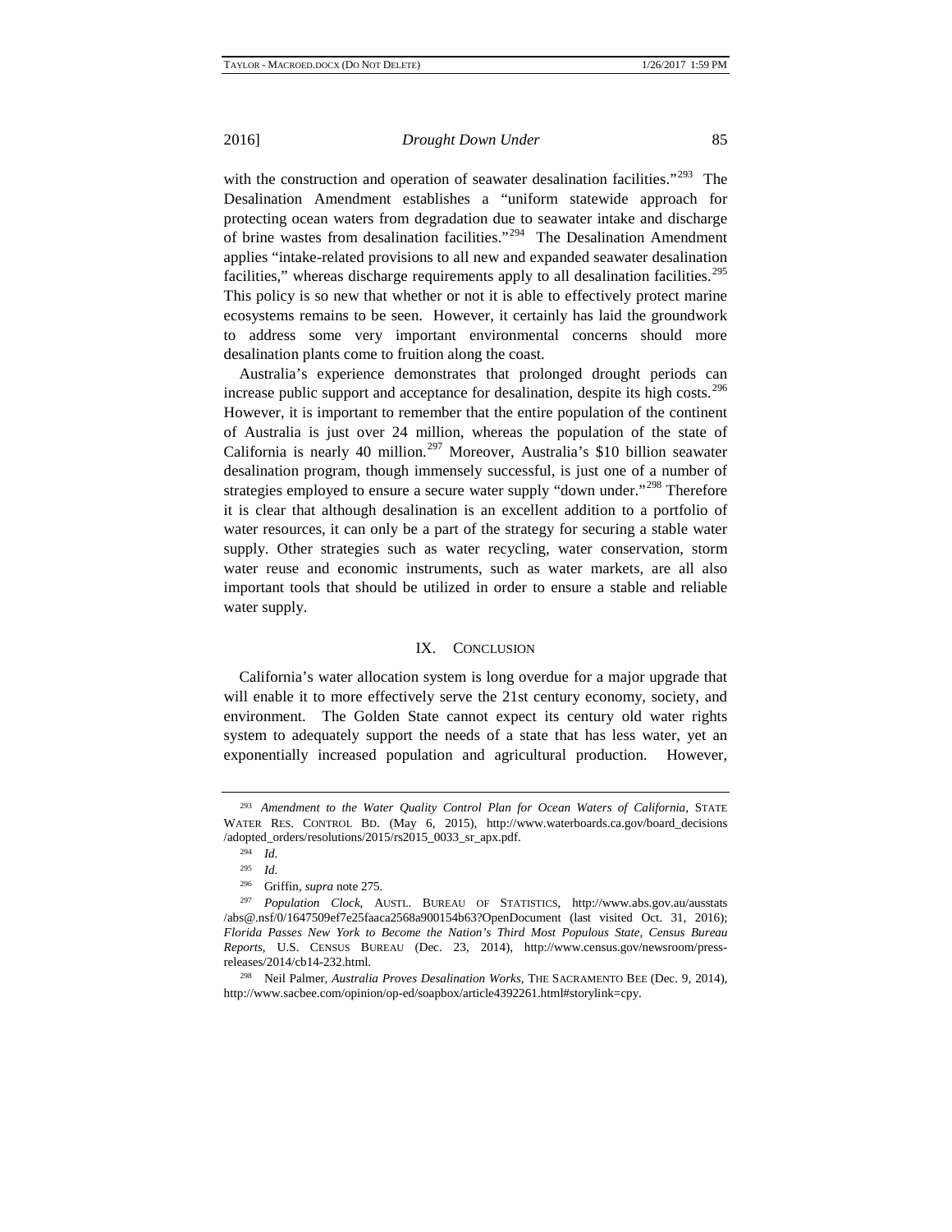with the construction and operation of seawater desalination facilities."[293] The Desalination Amendment establishes a "uniform statewide approach for protecting ocean waters from degradation due to seawater intake and discharge of brine wastes from desalination facilities."[294] The Desalination Amendment applies "intake-related provisions to all new and expanded seawater desalination facilities," whereas discharge requirements apply to all desalination facilities.[295] This policy is so new that whether or not it is able to effectively protect marine ecosystems remains to be seen. However, it certainly has laid the groundwork to address some very important environmental concerns should more desalination plants come to fruition along the coast.

Australia's experience demonstrates that prolonged drought periods can increase public support and acceptance for desalination, despite its high costs.[296] However, it is important to remember that the entire population of the continent of Australia is just over 24 million, whereas the population of the state of California is nearly 40 million.[297] Moreover, Australia's $10 billion seawater desalination program, though immensely successful, is just one of a number of strategies employed to ensure a secure water supply "down under."[298] Therefore it is clear that although desalination is an excellent addition to a portfolio of water resources, it can only be a part of the strategy for securing a stable water supply. Other strategies such as water recycling, water conservation, storm water reuse and economic instruments, such as water markets, are all also important tools that should be utilized in order to ensure a stable and reliable water supply.

## IX. CONCLUSION

California's water allocation system is long overdue for a major upgrade that will enable it to more effectively serve the 21st century economy, society, and environment. The Golden State cannot expect its century old water rights system to adequately support the needs of a state that has less water, yet an exponentially increased population and agricultural production. However,

---

[293] *Amendment to the Water Quality Control Plan for Ocean Waters of California*, STATE WATER RES. CONTROL BD. (May 6, 2015), http://www.waterboards.ca.gov/board_decisions/adopted_orders/resolutions/2015/rs2015_0033_sr_apx.pdf.

[294] *Id.*

[295] *Id.*

[296] Griffin, *supra* note 275.

[297] *Population Clock*, AUSTL. BUREAU OF STATISTICS, http://www.abs.gov.au/ausstats/abs@.nsf/0/1647509ef7e25faaca2568a900154b63?OpenDocument (last visited Oct. 31, 2016); *Florida Passes New York to Become the Nation's Third Most Populous State, Census Bureau Reports*, U.S. CENSUS BUREAU (Dec. 23, 2014), http://www.census.gov/newsroom/press-releases/2014/cb14-232.html.

[298] Neil Palmer, *Australia Proves Desalination Works*, THE SACRAMENTO BEE (Dec. 9, 2014), http://www.sacbee.com/opinion/op-ed/soapbox/article4392261.html#storylink=cpy.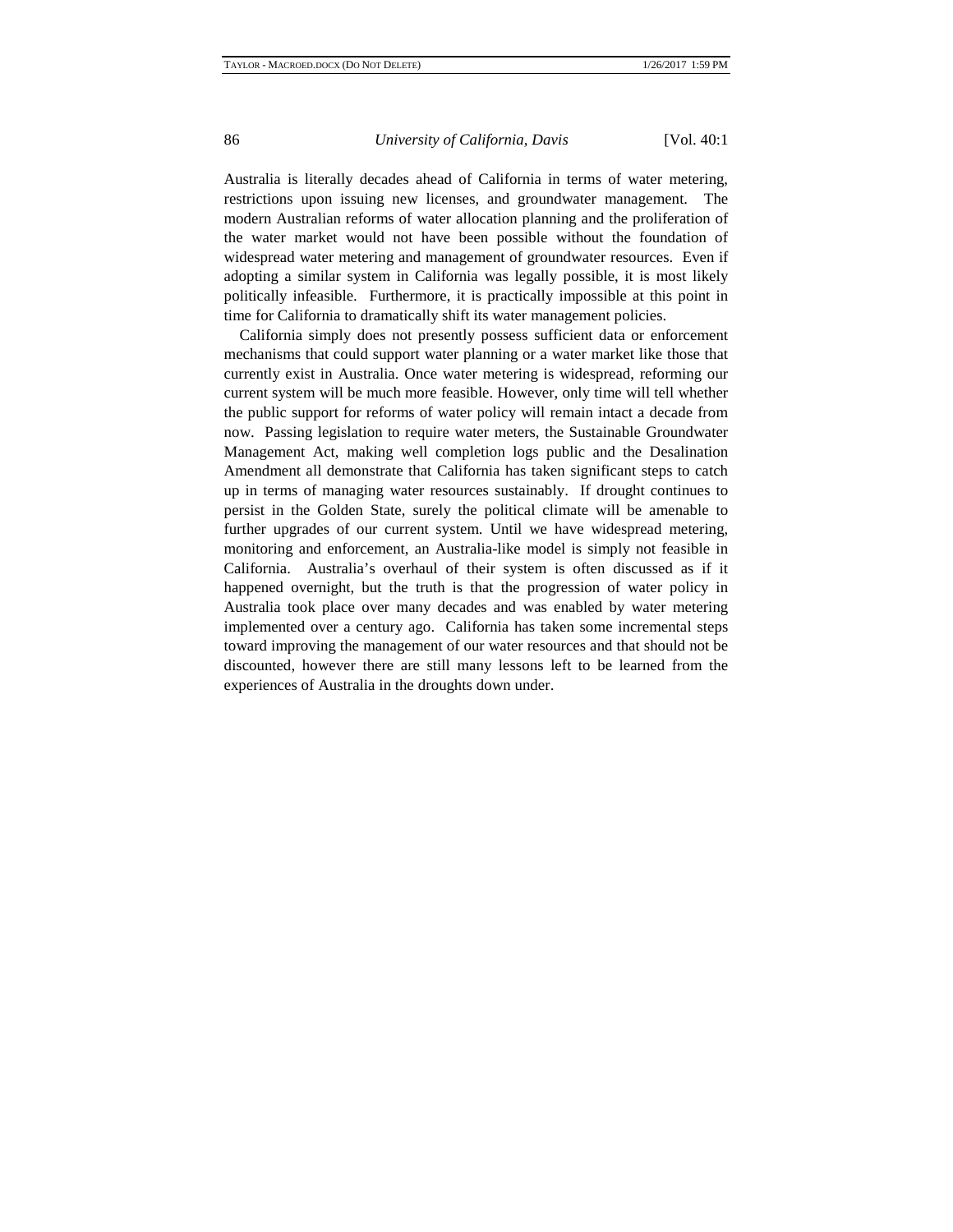Australia is literally decades ahead of California in terms of water metering, restrictions upon issuing new licenses, and groundwater management. The modern Australian reforms of water allocation planning and the proliferation of the water market would not have been possible without the foundation of widespread water metering and management of groundwater resources. Even if adopting a similar system in California was legally possible, it is most likely politically infeasible. Furthermore, it is practically impossible at this point in time for California to dramatically shift its water management policies.

California simply does not presently possess sufficient data or enforcement mechanisms that could support water planning or a water market like those that currently exist in Australia. Once water metering is widespread, reforming our current system will be much more feasible. However, only time will tell whether the public support for reforms of water policy will remain intact a decade from now. Passing legislation to require water meters, the Sustainable Groundwater Management Act, making well completion logs public and the Desalination Amendment all demonstrate that California has taken significant steps to catch up in terms of managing water resources sustainably. If drought continues to persist in the Golden State, surely the political climate will be amenable to further upgrades of our current system. Until we have widespread metering, monitoring and enforcement, an Australia-like model is simply not feasible in California. Australia's overhaul of their system is often discussed as if it happened overnight, but the truth is that the progression of water policy in Australia took place over many decades and was enabled by water metering implemented over a century ago. California has taken some incremental steps toward improving the management of our water resources and that should not be discounted, however there are still many lessons left to be learned from the experiences of Australia in the droughts down under.